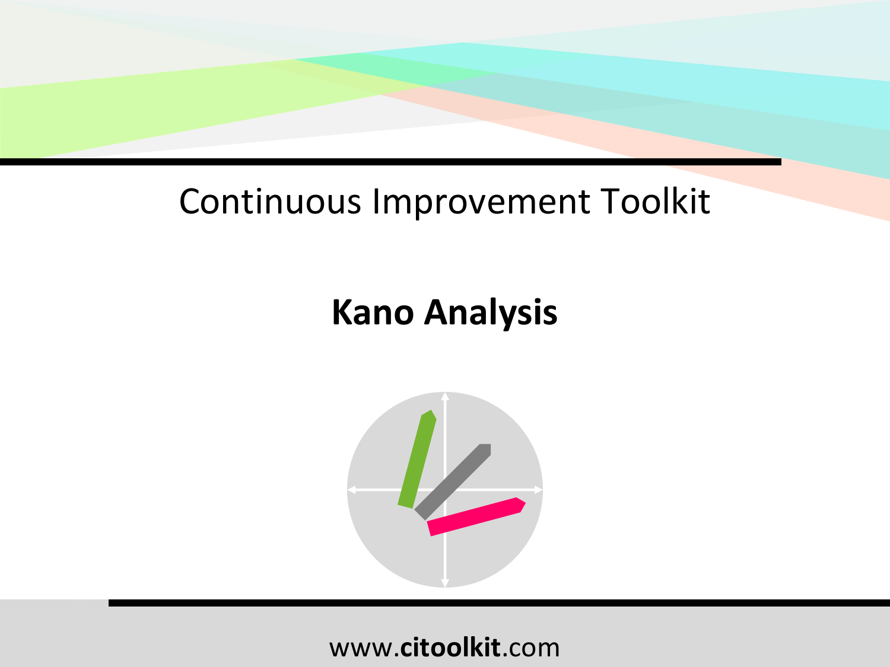Continuous Improvement Toolkit

# Kano Analysis

www.**citoolkit**.com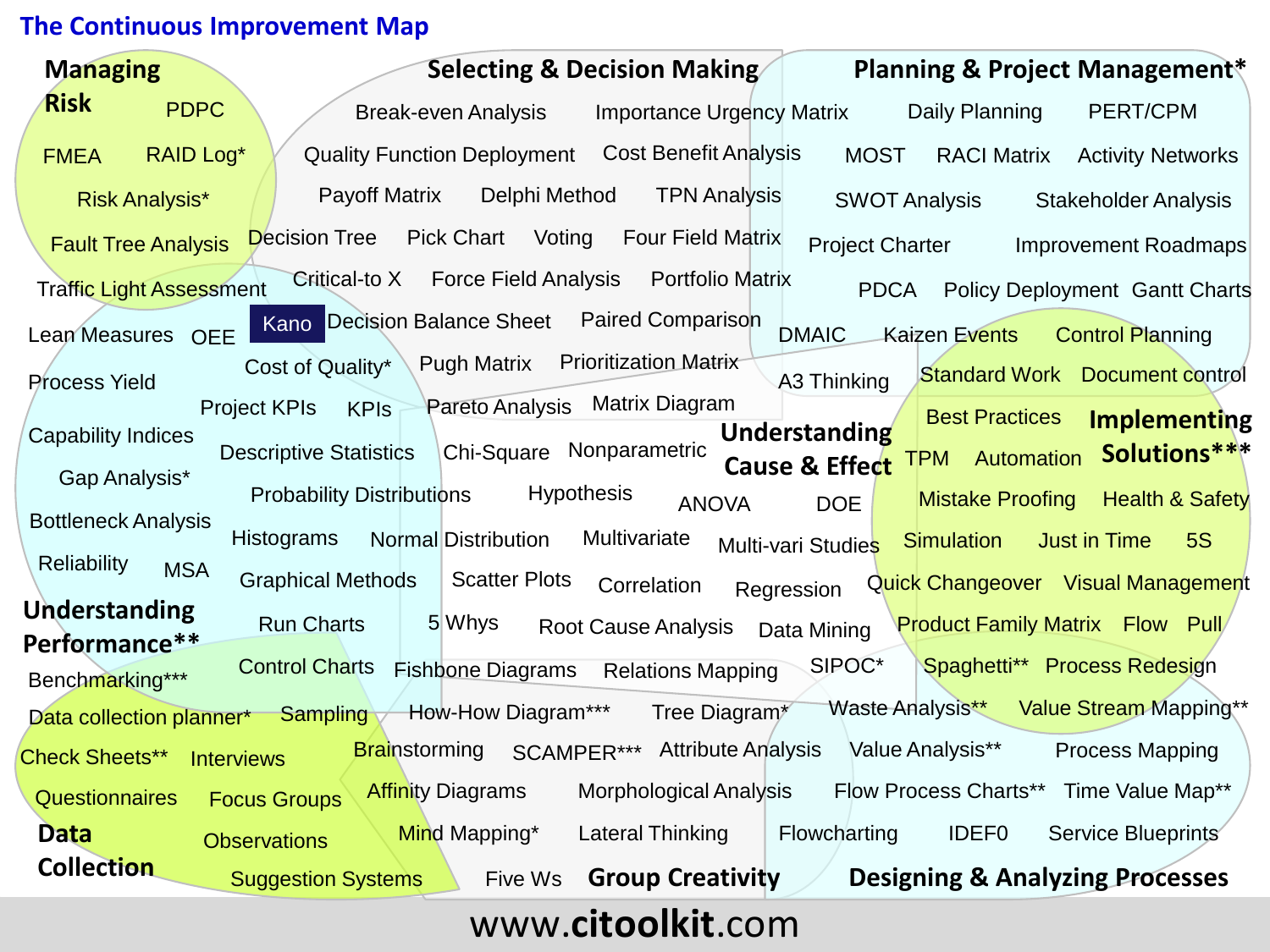# The Continuous Improvement Map

## Managing Risk

PDPC
FMEA
RAID Log*
Risk Analysis*
Fault Tree Analysis
Traffic Light Assessment

## Selecting & Decision Making

Break-even Analysis
Importance Urgency Matrix
Quality Function Deployment
Cost Benefit Analysis
Payoff Matrix
Delphi Method
TPN Analysis
Decision Tree
Pick Chart
Voting
Four Field Matrix
Critical-to X
Force Field Analysis
Portfolio Matrix
Kano
Decision Balance Sheet
Paired Comparison
Cost of Quality*
Pugh Matrix
Prioritization Matrix
Pareto Analysis
Matrix Diagram

## Planning & Project Management*

Daily Planning
PERT/CPM
MOST
RACI Matrix
Activity Networks
SWOT Analysis
Stakeholder Analysis
Project Charter
Improvement Roadmaps
PDCA
Policy Deployment
Gantt Charts
DMAIC
Kaizen Events
Control Planning
A3 Thinking

## Understanding Performance**

Lean Measures
OEE
Process Yield
Project KPIs
KPIs
Capability Indices
Descriptive Statistics
Gap Analysis*
Probability Distributions
Bottleneck Analysis
Histograms
Reliability
MSA
Graphical Methods
Run Charts
Control Charts
Benchmarking***

## Understanding Cause & Effect

Chi-Square
Nonparametric
Hypothesis
ANOVA
DOE
Normal Distribution
Multivariate
Multi-vari Studies
Scatter Plots
Correlation
Regression
5 Whys
Root Cause Analysis
Data Mining
Fishbone Diagrams
Relations Mapping
SIPOC*

## Implementing Solutions***

Standard Work
Document control
Best Practices
TPM
Automation
Mistake Proofing
Health & Safety
Simulation
Just in Time
5S
Quick Changeover
Visual Management
Product Family Matrix
Flow
Pull
Spaghetti**
Process Redesign
Waste Analysis**
Value Stream Mapping**

## Data Collection

Data collection planner*
Sampling
Check Sheets**
Interviews
Questionnaires
Focus Groups
Observations
Suggestion Systems

## Group Creativity

How-How Diagram***
Tree Diagram*
Brainstorming
SCAMPER***
Attribute Analysis
Affinity Diagrams
Morphological Analysis
Mind Mapping*
Lateral Thinking
Five Ws

## Designing & Analyzing Processes

Value Analysis**
Process Mapping
Flow Process Charts**
Time Value Map**
Flowcharting
IDEF0
Service Blueprints

www.citoolkit.com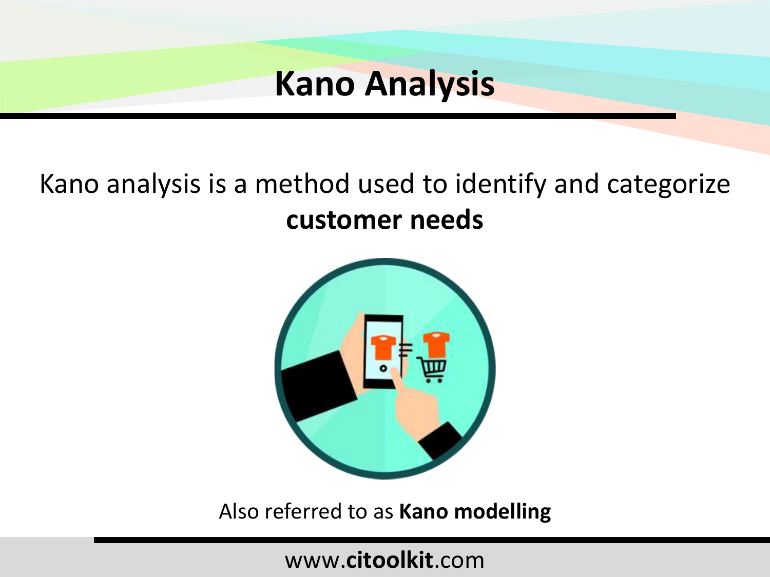# Kano Analysis

Kano analysis is a method used to identify and categorize **customer needs**

Also referred to as **Kano modelling**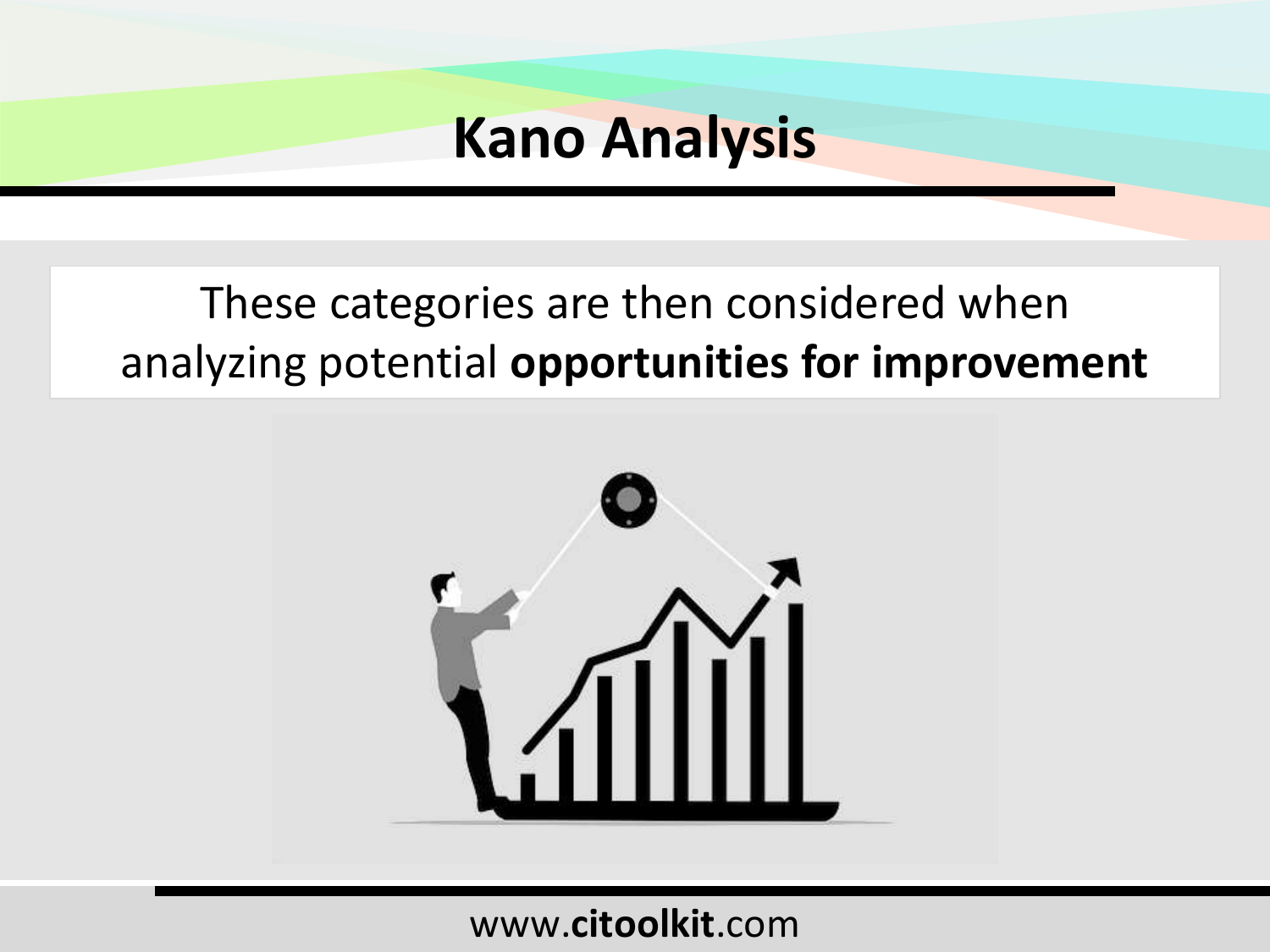# Kano Analysis

These categories are then considered when analyzing potential **opportunities for improvement**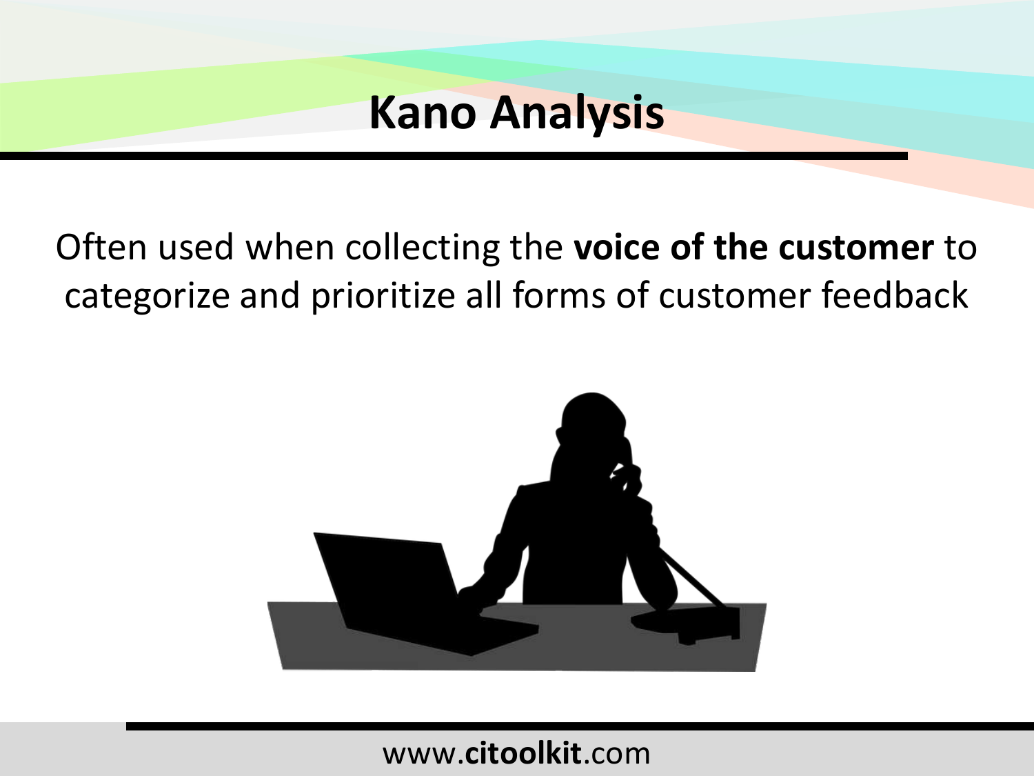# Kano Analysis

Often used when collecting the **voice of the customer** to categorize and prioritize all forms of customer feedback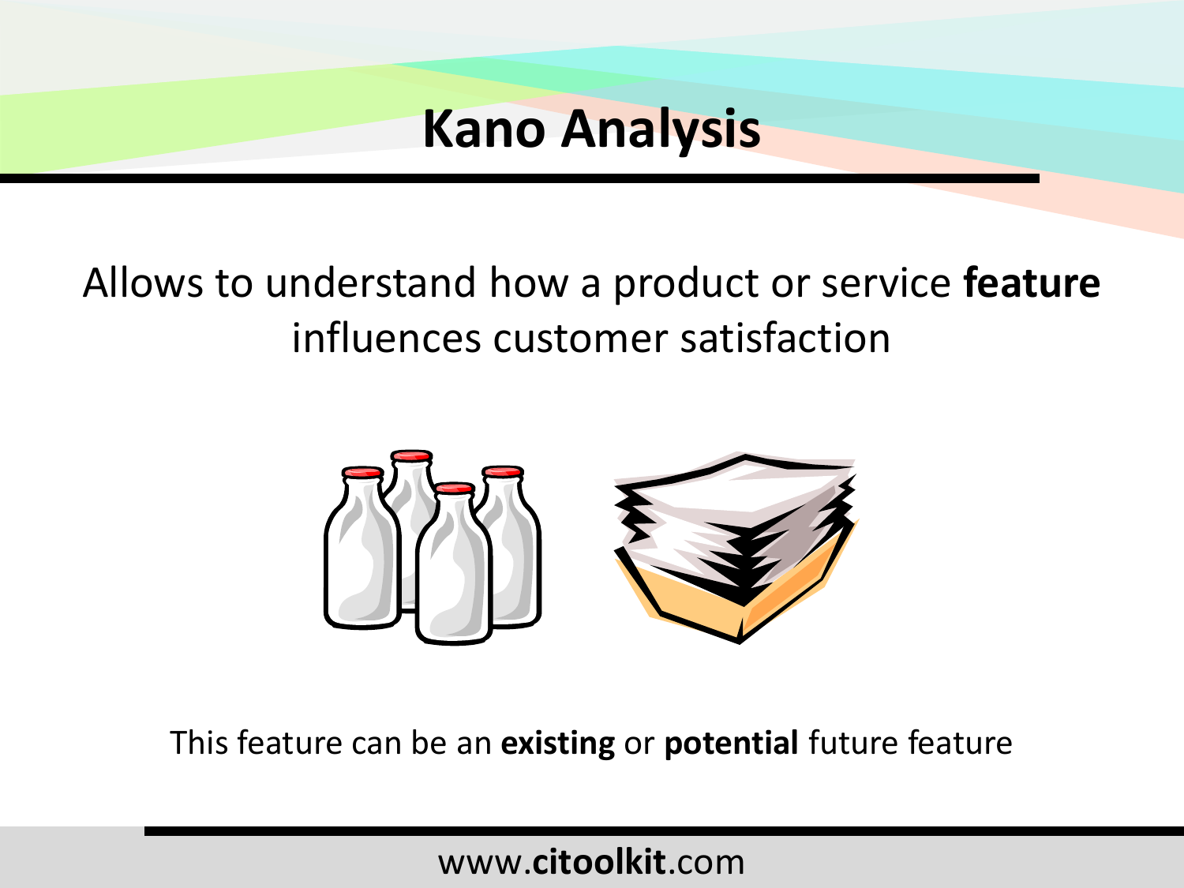# Kano Analysis

Allows to understand how a product or service **feature** influences customer satisfaction

This feature can be an **existing** or **potential** future feature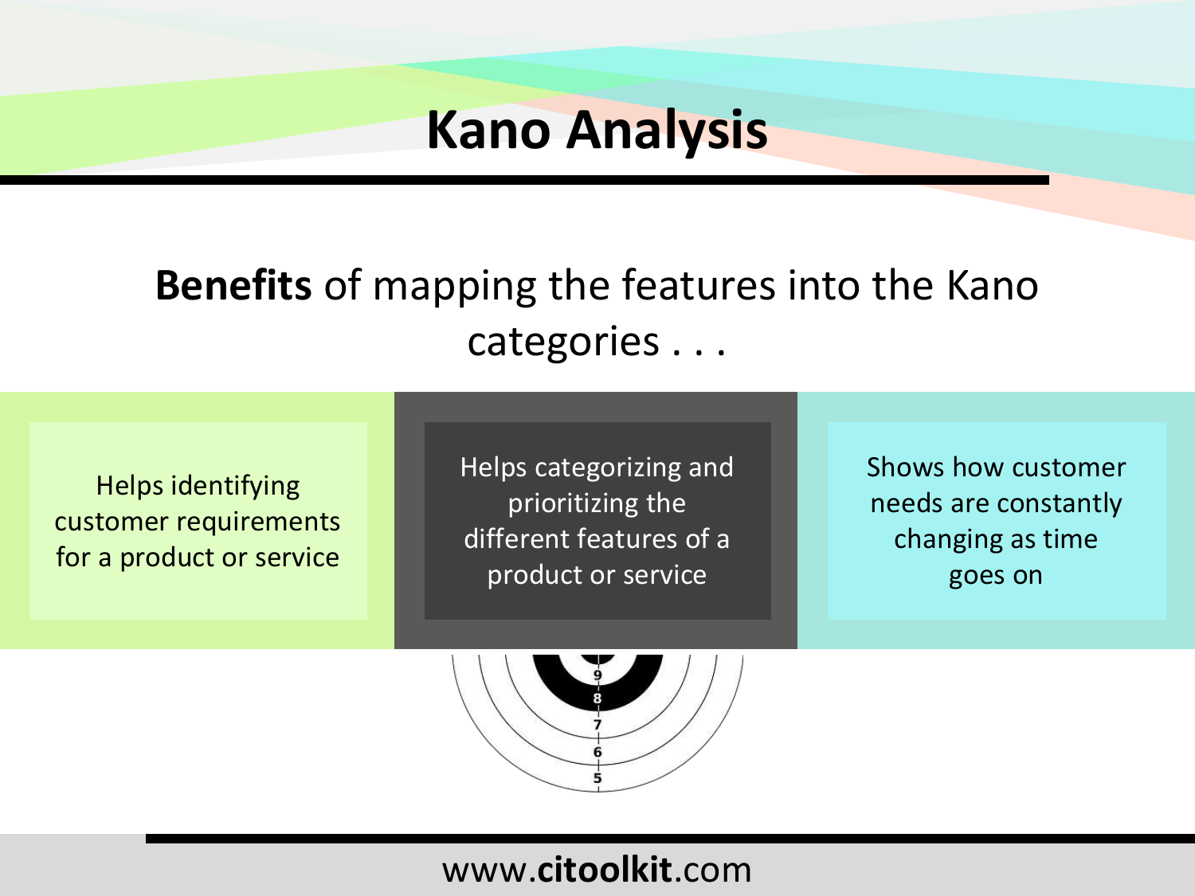# Kano Analysis

**Benefits** of mapping the features into the Kano categories . . .

- Helps identifying customer requirements for a product or service
- Helps categorizing and prioritizing the different features of a product or service
- Shows how customer needs are constantly changing as time goes on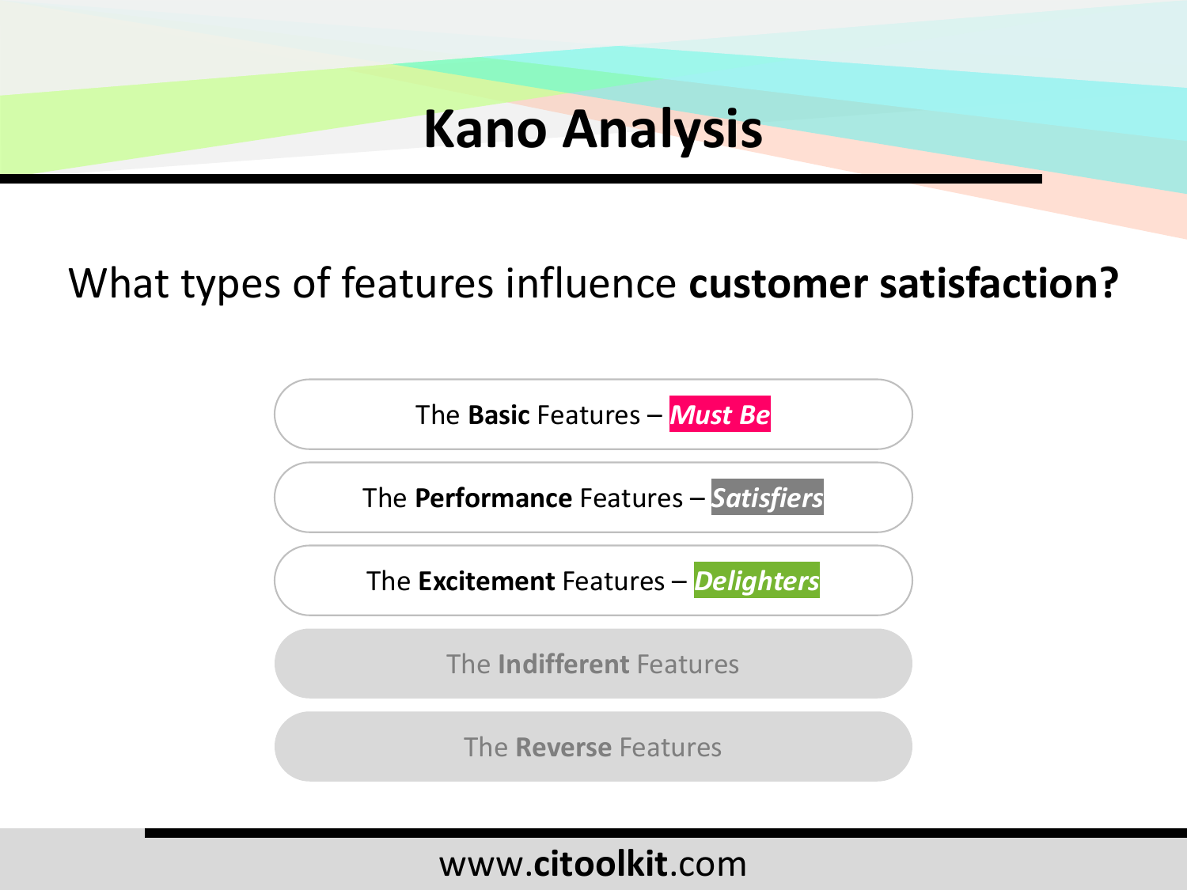# Kano Analysis

What types of features influence **customer satisfaction?**

- The **Basic** Features – ***Must Be***
- The **Performance** Features – ***Satisfiers***
- The **Excitement** Features – ***Delighters***
- The **Indifferent** Features
- The **Reverse** Features

www.**citoolkit**.com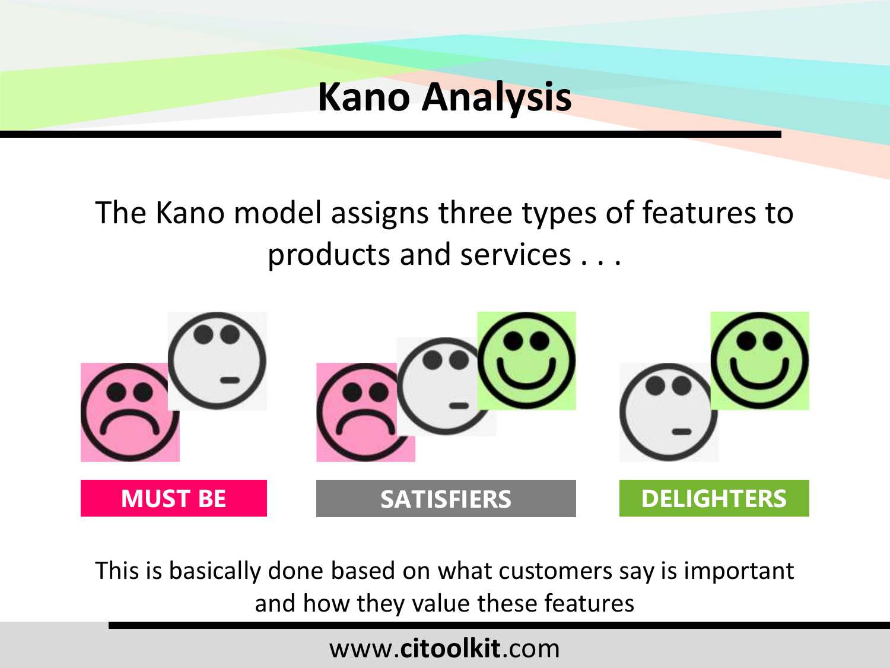# Kano Analysis

The Kano model assigns three types of features to products and services . . .

**MUST BE**

**SATISFIERS**

**DELIGHTERS**

This is basically done based on what customers say is important and how they value these features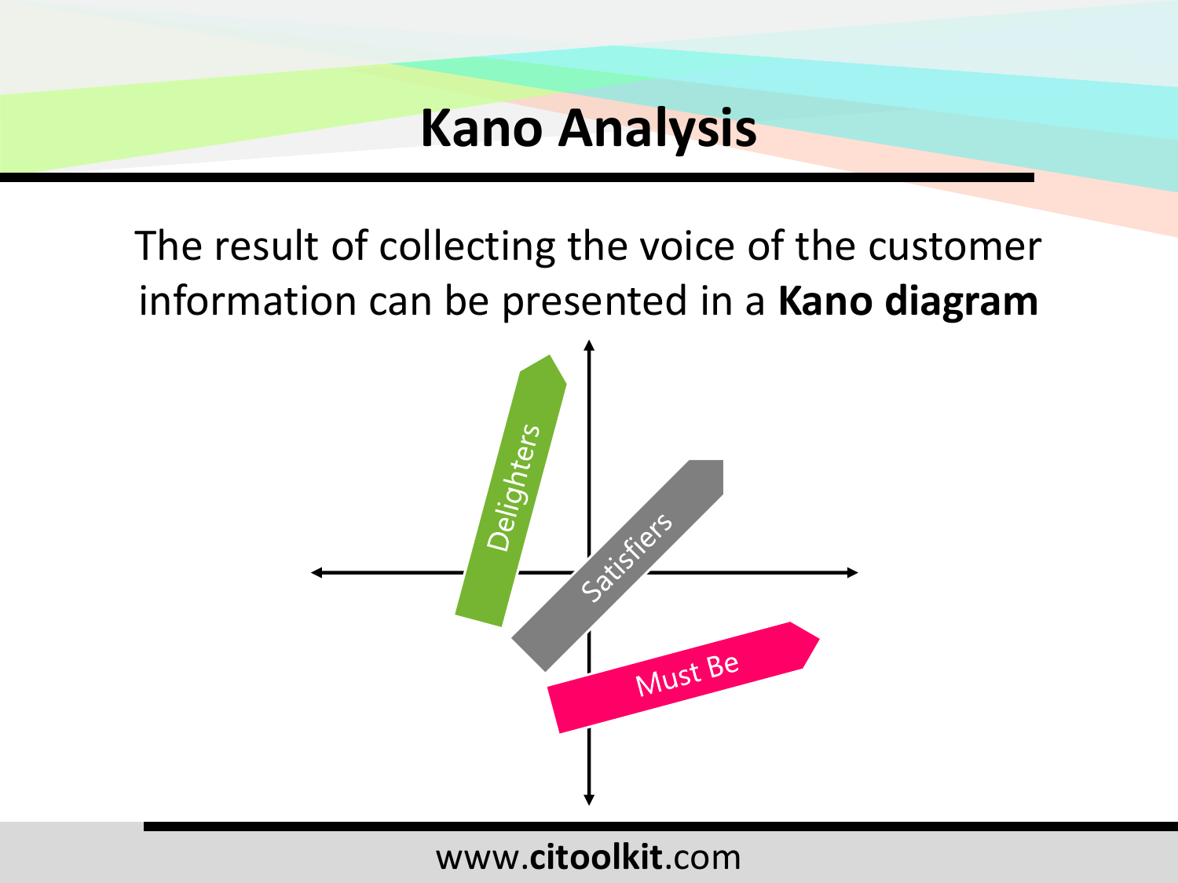# Kano Analysis

The result of collecting the voice of the customer information can be presented in a **Kano diagram**

Delighters

Satisfiers

Must Be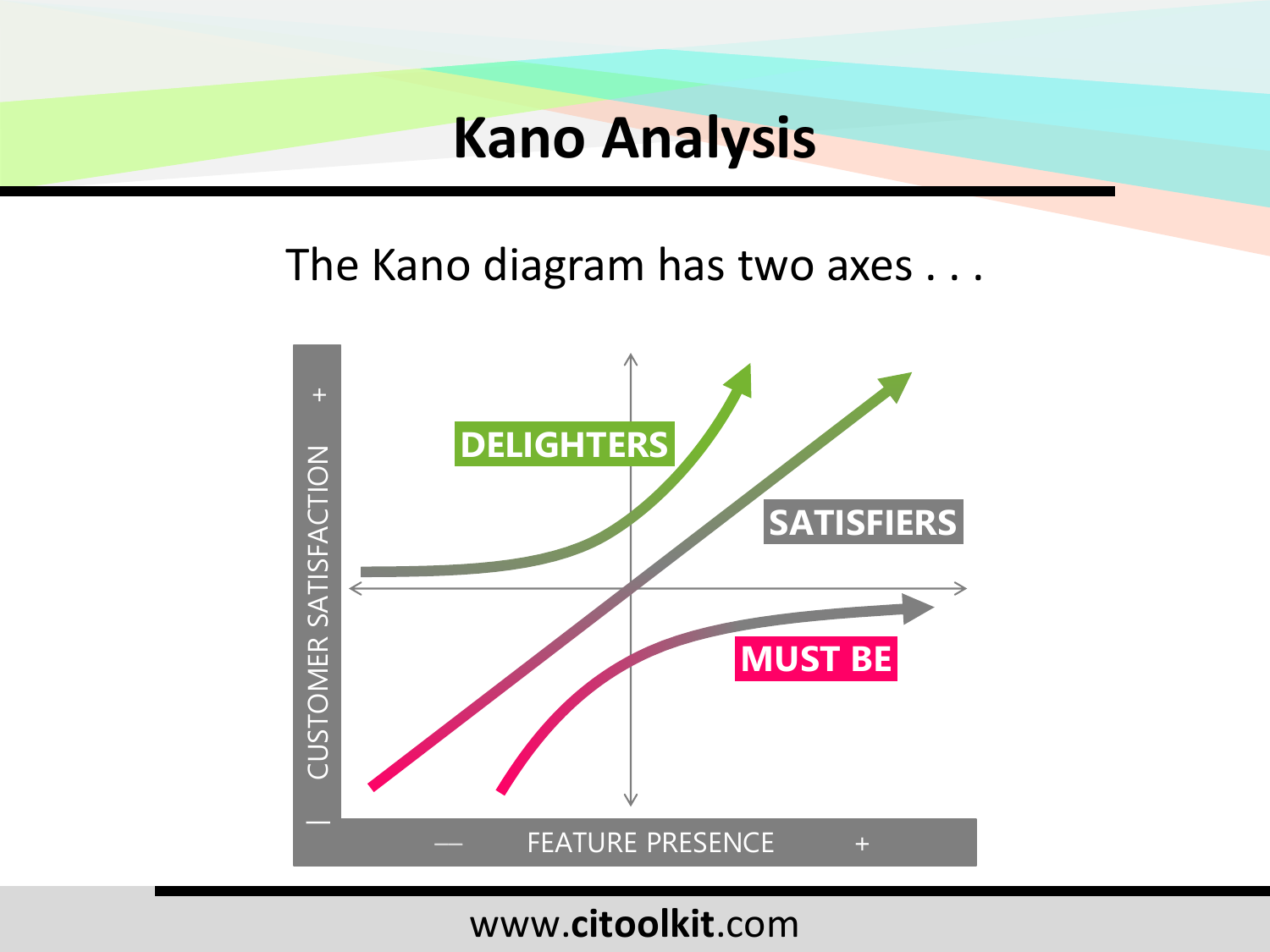# Kano Analysis

The Kano diagram has two axes . . .

DELIGHTERS

SATISFIERS

MUST BE

CUSTOMER SATISFACTION

FEATURE PRESENCE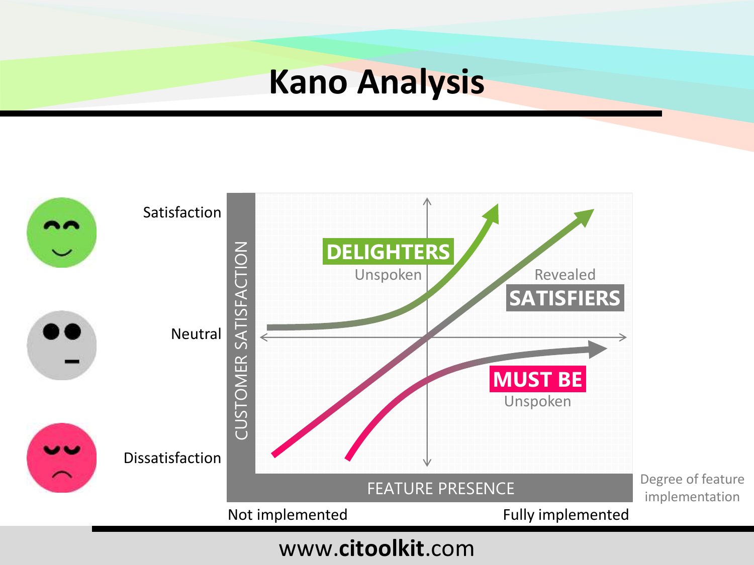# Kano Analysis

Satisfaction

Neutral

Dissatisfaction

CUSTOMER SATISFACTION

**DELIGHTERS**
Unspoken

Revealed
**SATISFIERS**

**MUST BE**
Unspoken

FEATURE PRESENCE

Degree of feature implementation

Not implemented

Fully implemented

www.**citoolkit**.com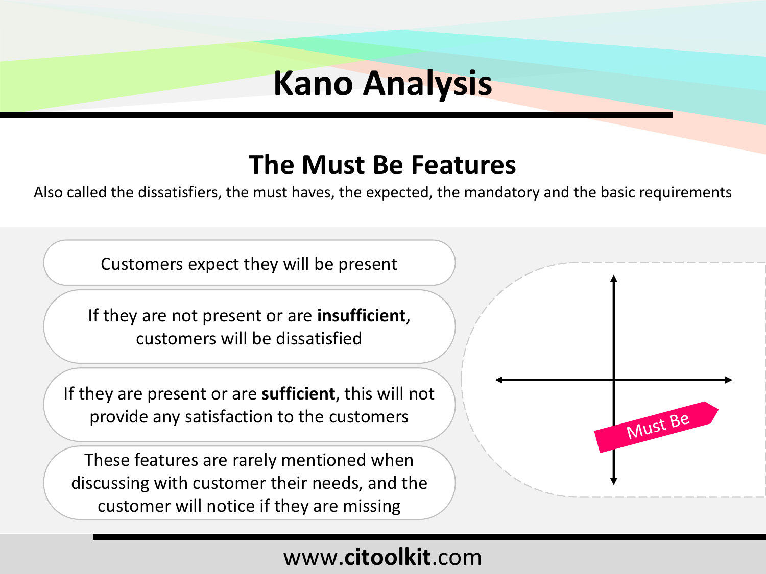# Kano Analysis

## The Must Be Features

Also called the dissatisfiers, the must haves, the expected, the mandatory and the basic requirements

- Customers expect they will be present
- If they are not present or are **insufficient**, customers will be dissatisfied
- If they are present or are **sufficient**, this will not provide any satisfaction to the customers
- These features are rarely mentioned when discussing with customer their needs, and the customer will notice if they are missing

Must Be

www.**citoolkit**.com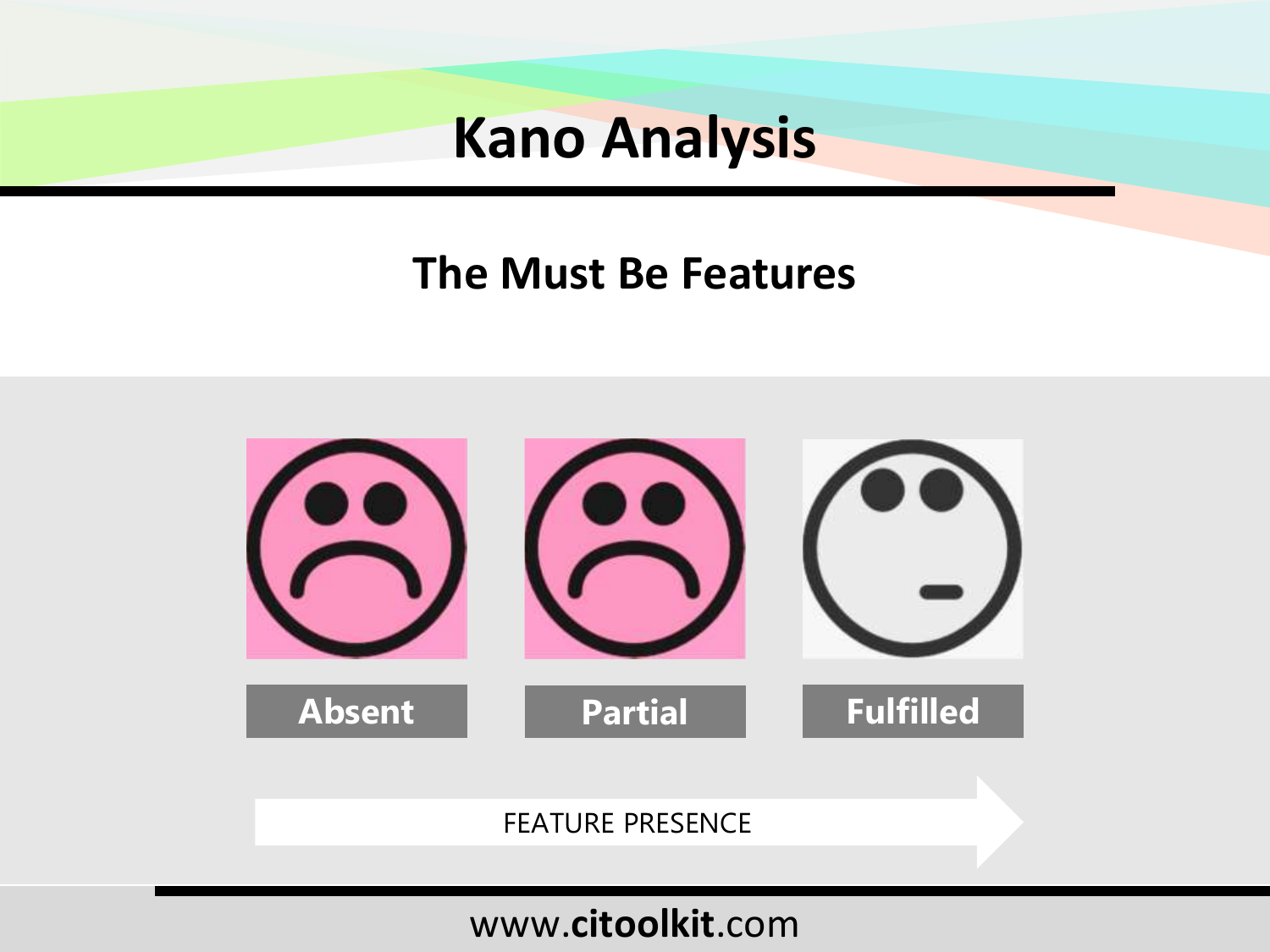# Kano Analysis

## The Must Be Features

Absent

Partial

Fulfilled

FEATURE PRESENCE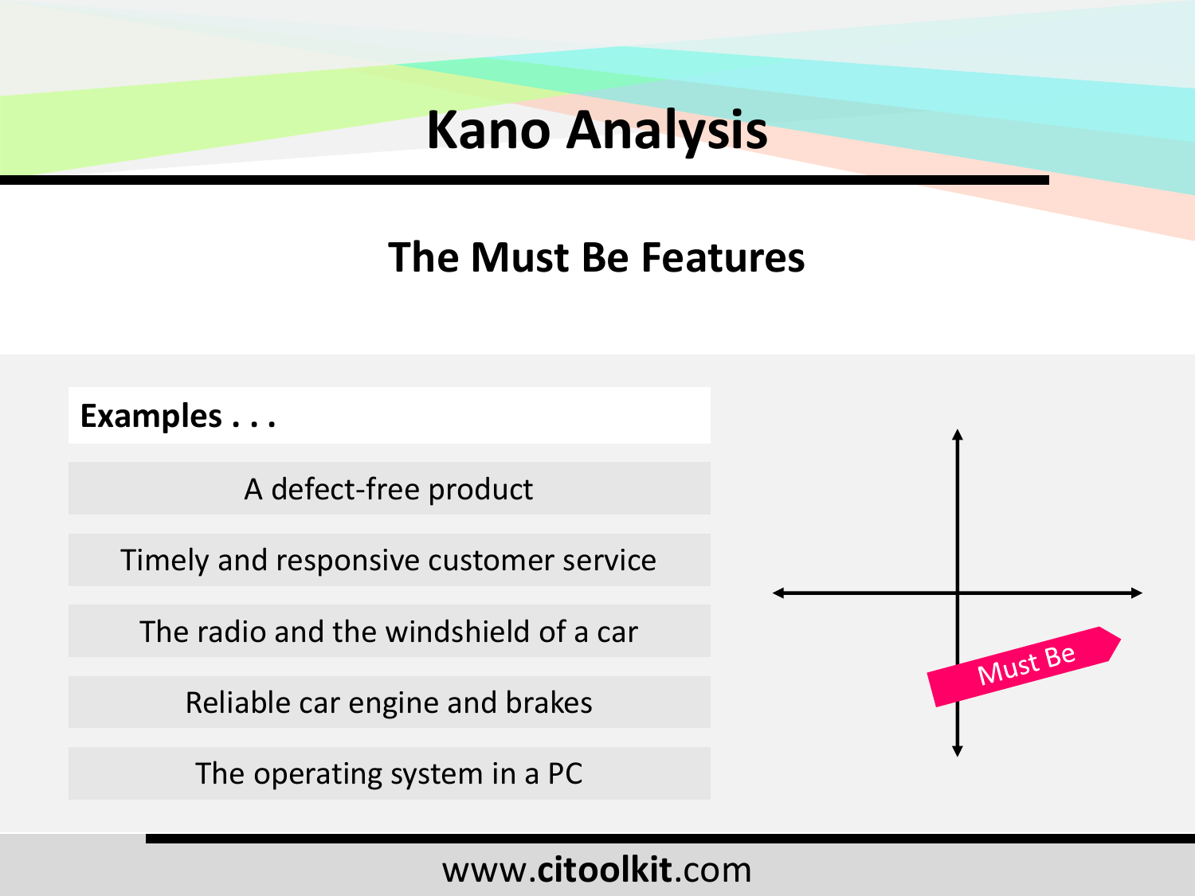# Kano Analysis

## The Must Be Features

**Examples . . .**

- A defect-free product
- Timely and responsive customer service
- The radio and the windshield of a car
- Reliable car engine and brakes
- The operating system in a PC

Must Be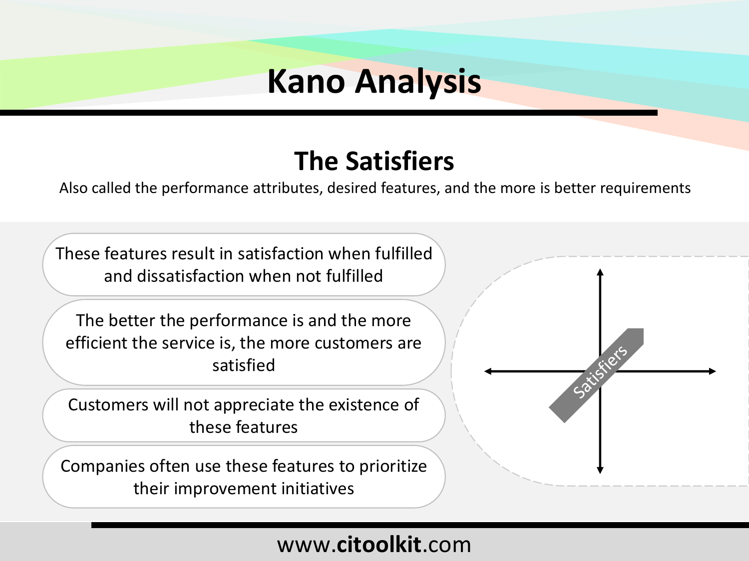# Kano Analysis

## The Satisfiers

Also called the performance attributes, desired features, and the more is better requirements

- These features result in satisfaction when fulfilled and dissatisfaction when not fulfilled
- The better the performance is and the more efficient the service is, the more customers are satisfied
- Customers will not appreciate the existence of these features
- Companies often use these features to prioritize their improvement initiatives

Satisfiers

www.citoolkit.com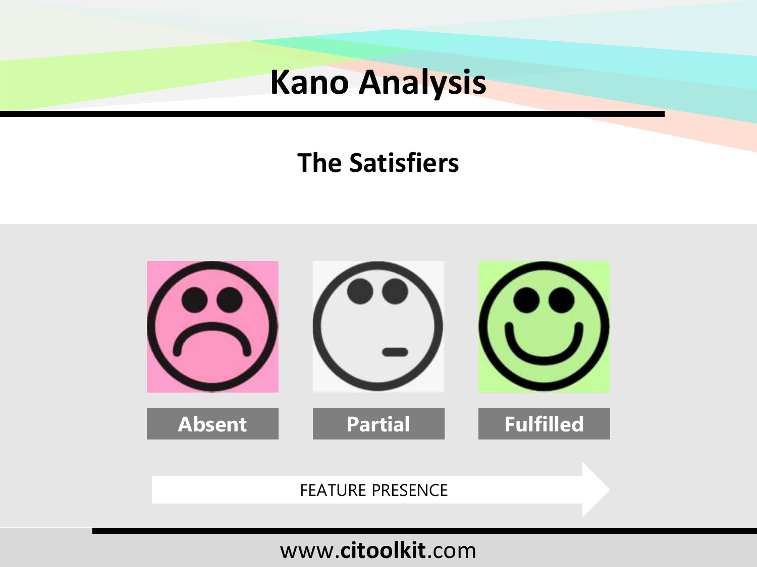# Kano Analysis

## The Satisfiers

Absent

Partial

Fulfilled

FEATURE PRESENCE

www.citoolkit.com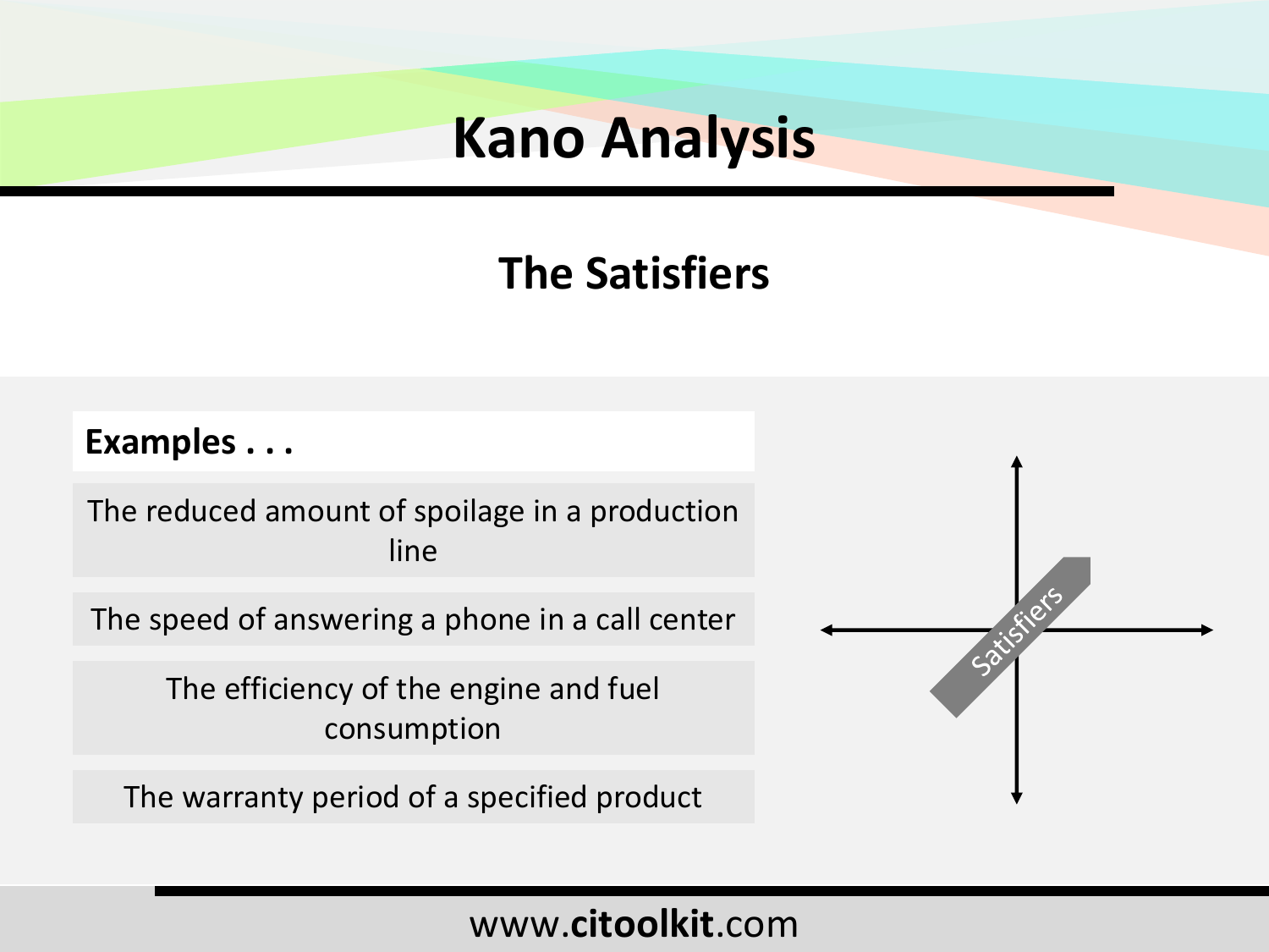# Kano Analysis

## The Satisfiers

**Examples . . .**

- The reduced amount of spoilage in a production line
- The speed of answering a phone in a call center
- The efficiency of the engine and fuel consumption
- The warranty period of a specified product

Satisfiers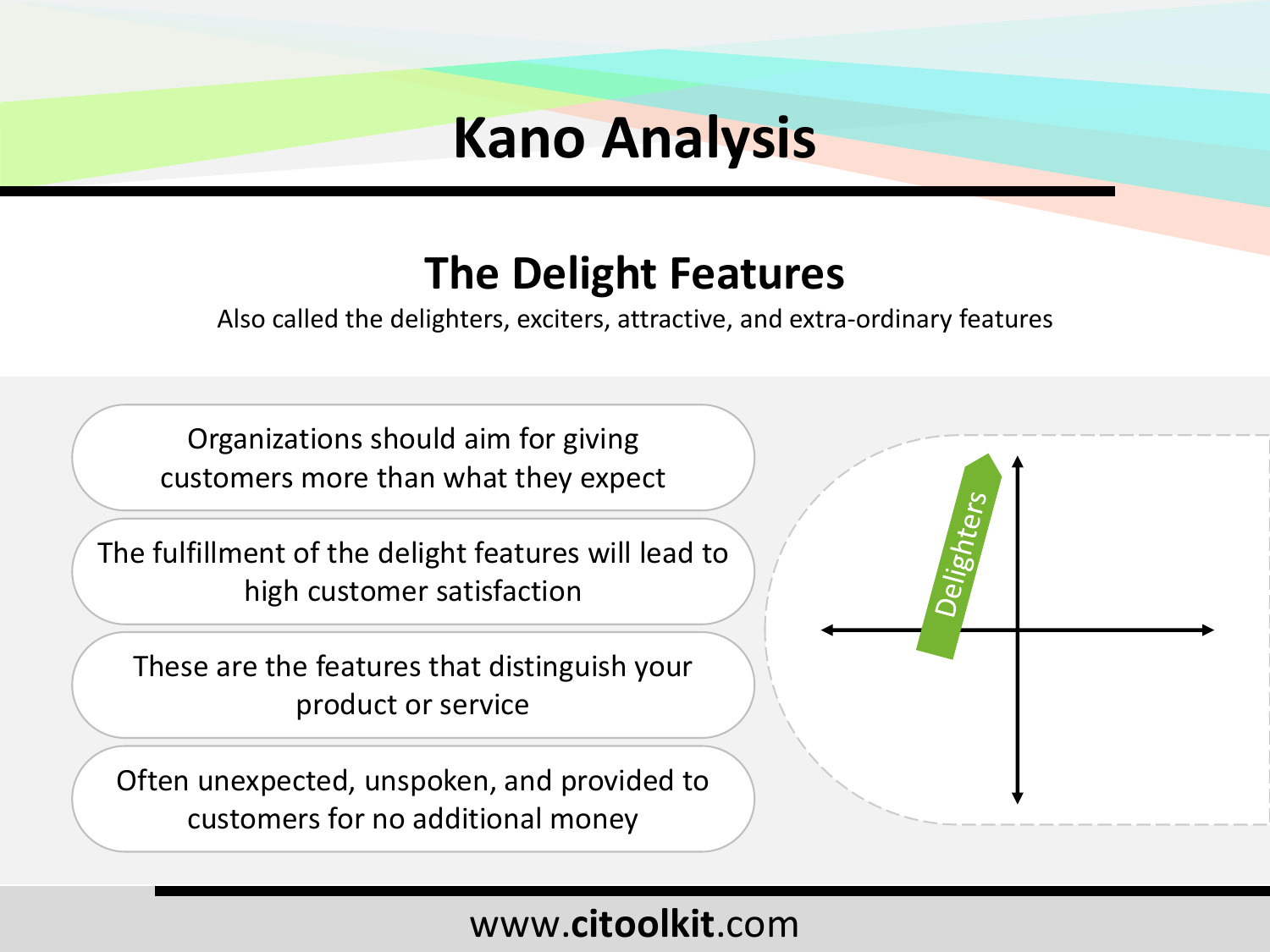# Kano Analysis

## The Delight Features

Also called the delighters, exciters, attractive, and extra-ordinary features

- Organizations should aim for giving customers more than what they expect
- The fulfillment of the delight features will lead to high customer satisfaction
- These are the features that distinguish your product or service
- Often unexpected, unspoken, and provided to customers for no additional money

Delighters

www.citoolkit.com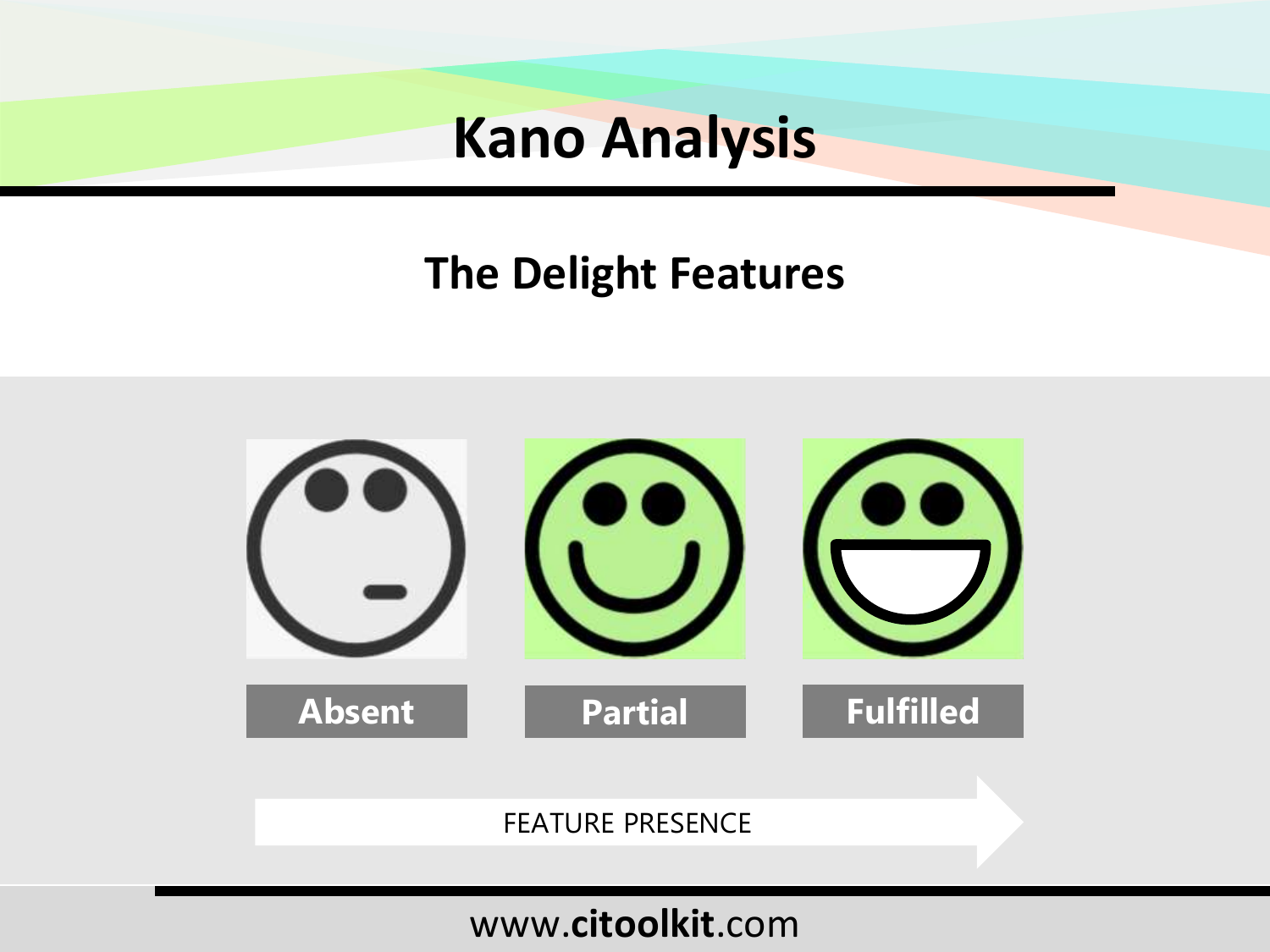# Kano Analysis

## The Delight Features

Absent

Partial

Fulfilled

FEATURE PRESENCE

www.citoolkit.com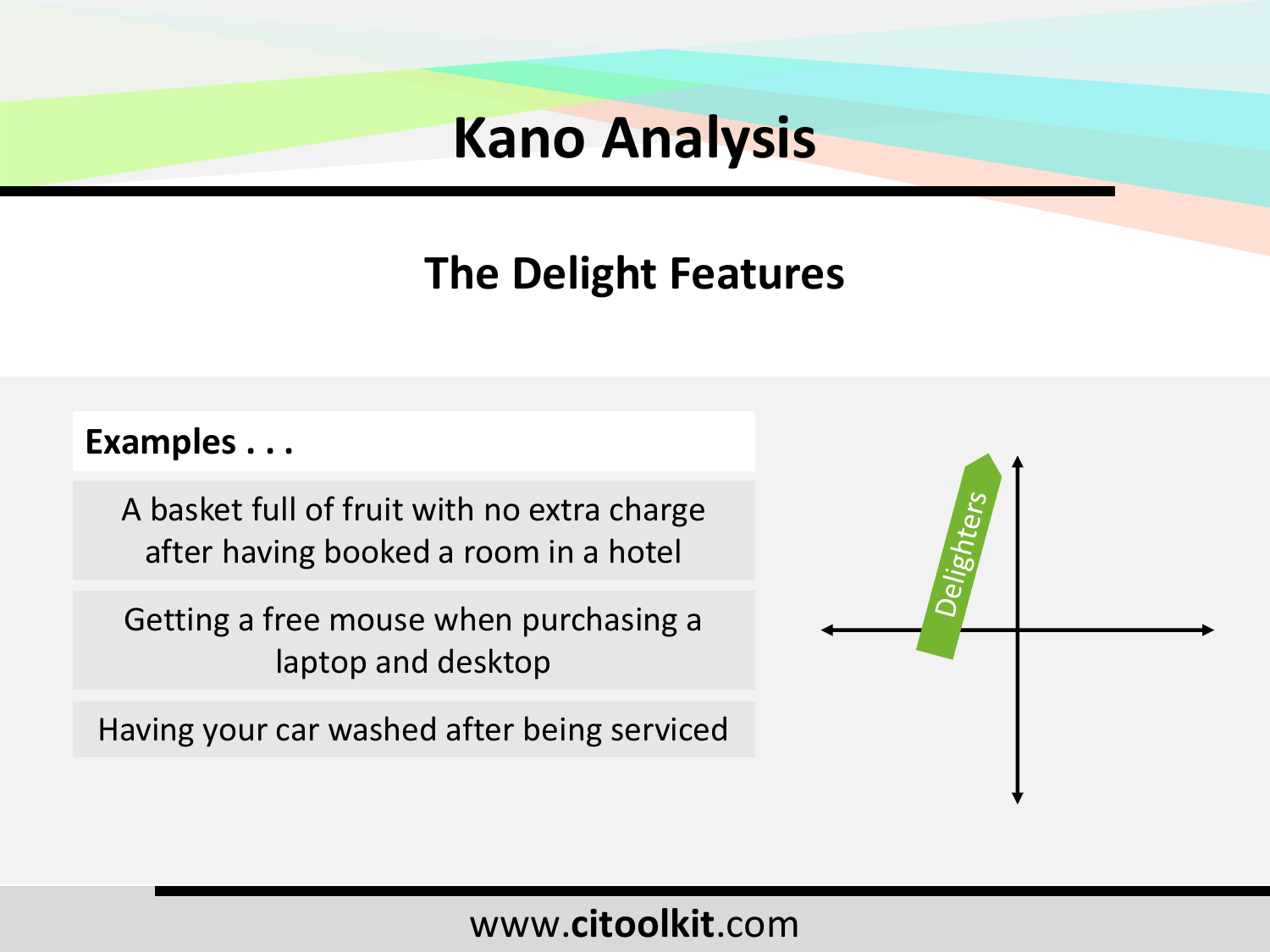# Kano Analysis

## The Delight Features

**Examples . . .**

A basket full of fruit with no extra charge after having booked a room in a hotel

Getting a free mouse when purchasing a laptop and desktop

Having your car washed after being serviced

Delighters

www.**citoolkit**.com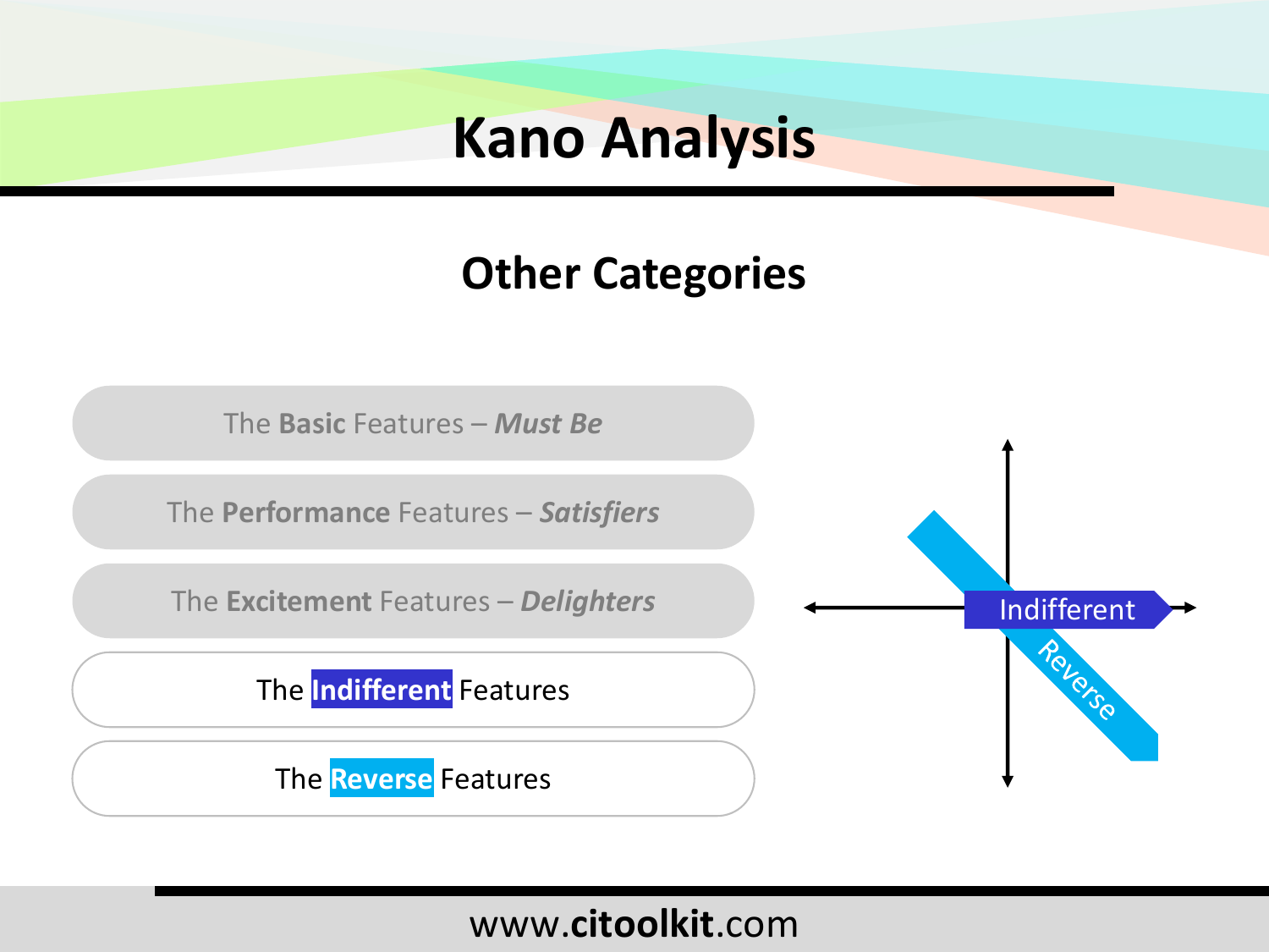# Kano Analysis

## Other Categories

- The **Basic** Features – ***Must Be***
- The **Performance** Features – ***Satisfiers***
- The **Excitement** Features – ***Delighters***
- The **Indifferent** Features
- The **Reverse** Features

Indifferent

Reverse

www.**citoolkit**.com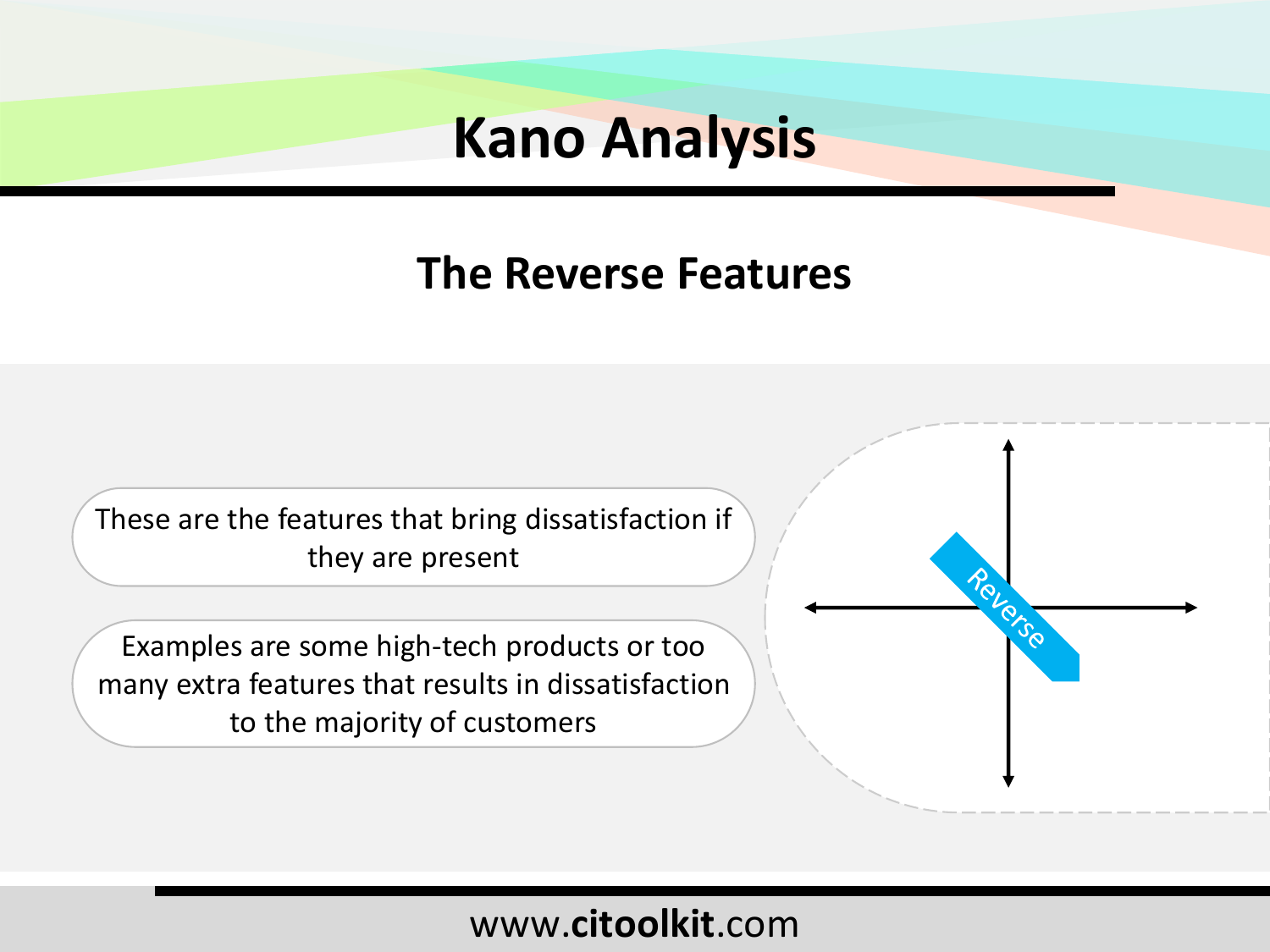# Kano Analysis

## The Reverse Features

These are the features that bring dissatisfaction if they are present

Examples are some high-tech products or too many extra features that results in dissatisfaction to the majority of customers

Reverse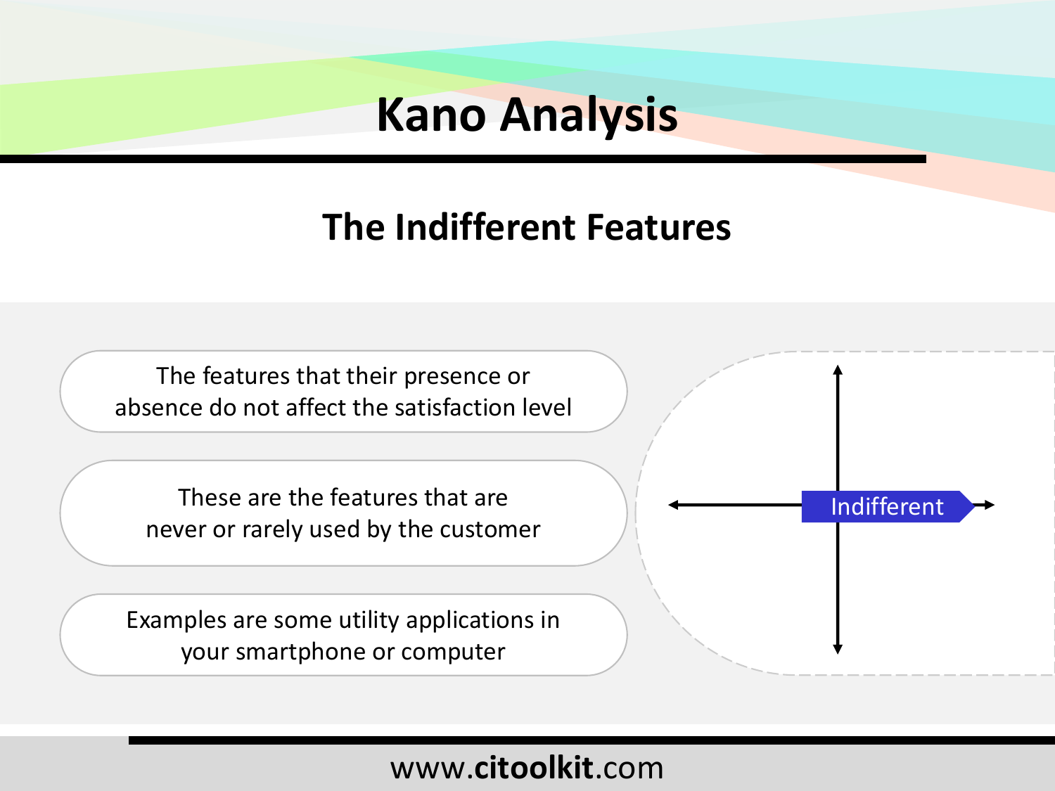# Kano Analysis

## The Indifferent Features

The features that their presence or absence do not affect the satisfaction level

These are the features that are never or rarely used by the customer

Examples are some utility applications in your smartphone or computer

Indifferent

www.citoolkit.com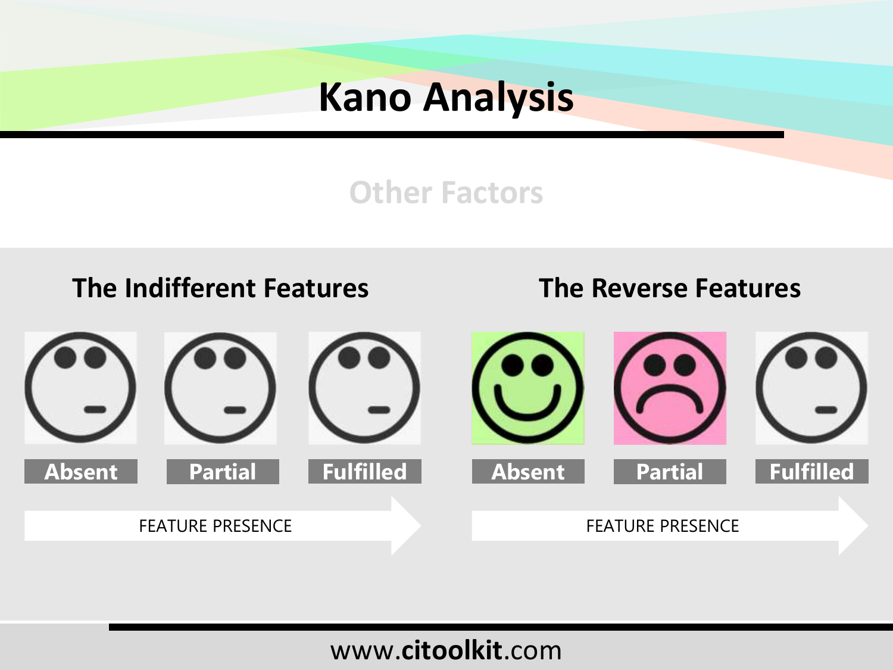# Kano Analysis

## Other Factors

### The Indifferent Features

Absent | Partial | Fulfilled

FEATURE PRESENCE

### The Reverse Features

Absent | Partial | Fulfilled

FEATURE PRESENCE

www.citoolkit.com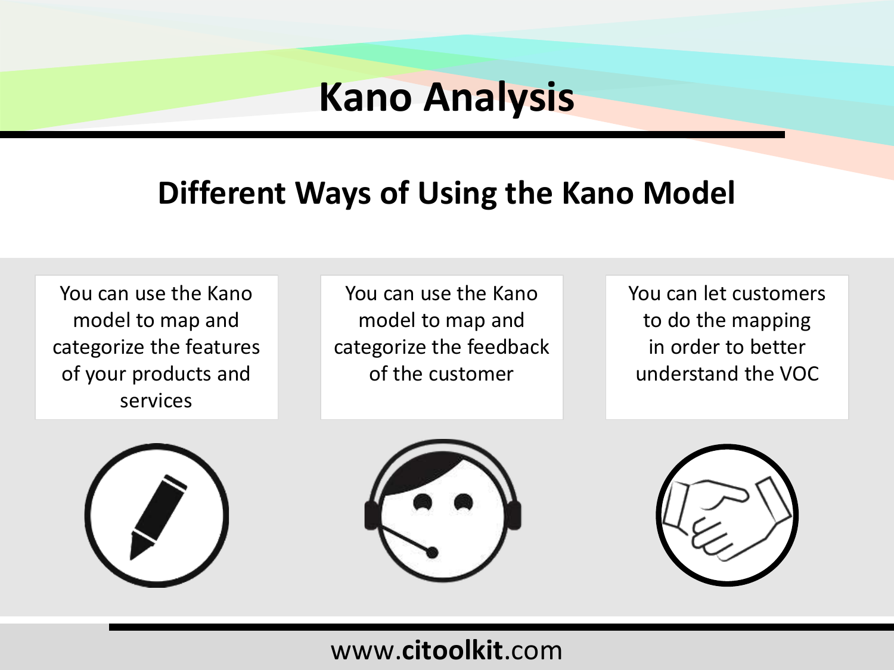# Kano Analysis

## Different Ways of Using the Kano Model

You can use the Kano model to map and categorize the features of your products and services

You can use the Kano model to map and categorize the feedback of the customer

You can let customers to do the mapping in order to better understand the VOC

www.**citoolkit**.com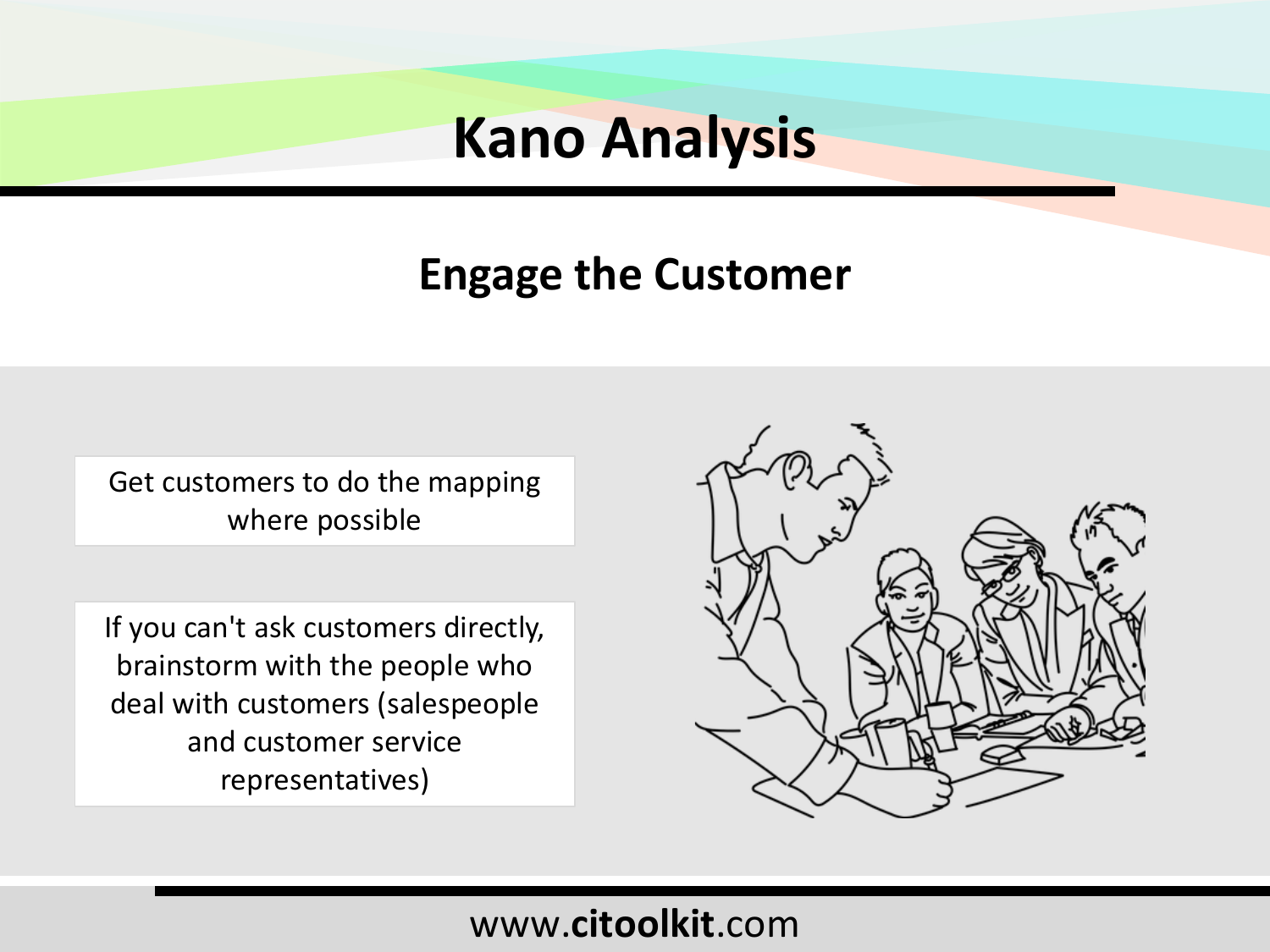# Kano Analysis

## Engage the Customer

Get customers to do the mapping where possible

If you can't ask customers directly, brainstorm with the people who deal with customers (salespeople and customer service representatives)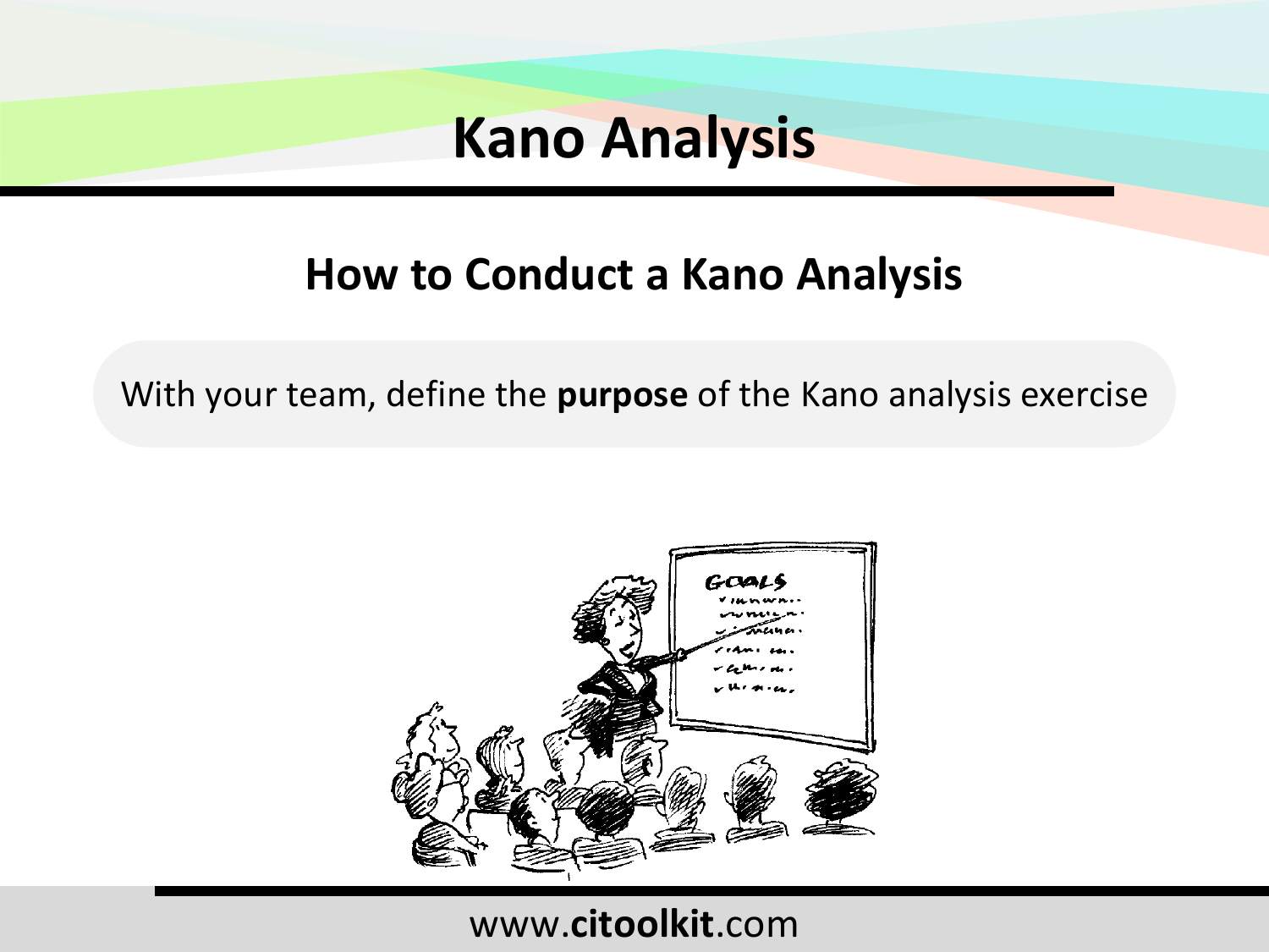# Kano Analysis

## How to Conduct a Kano Analysis

With your team, define the **purpose** of the Kano analysis exercise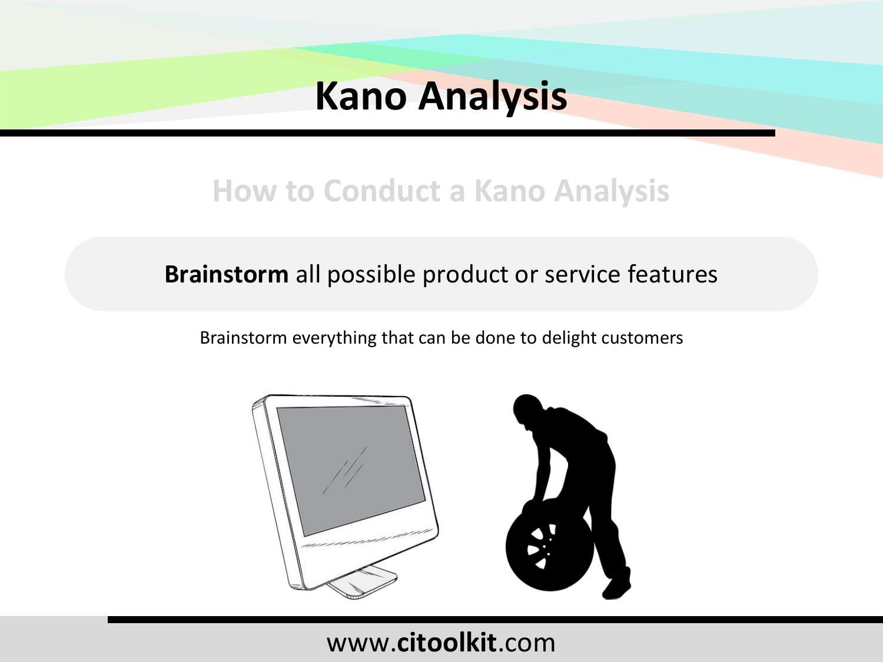# Kano Analysis

## How to Conduct a Kano Analysis

**Brainstorm** all possible product or service features

Brainstorm everything that can be done to delight customers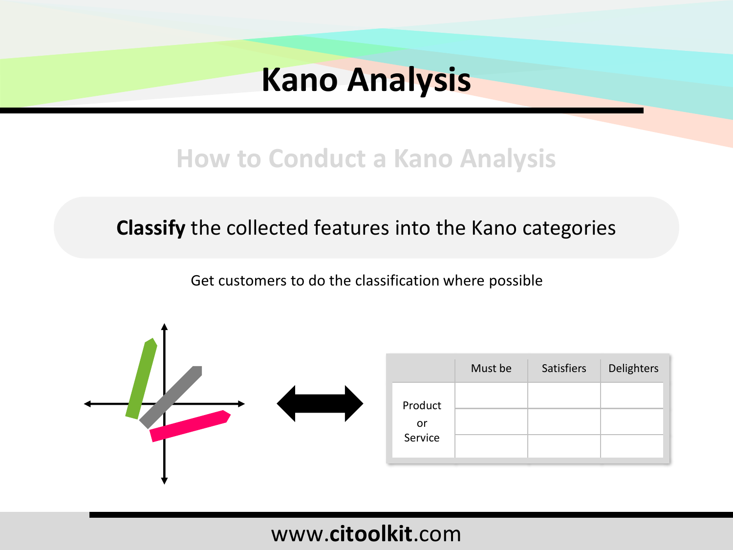# Kano Analysis

## How to Conduct a Kano Analysis

**Classify** the collected features into the Kano categories

Get customers to do the classification where possible

| | Must be | Satisfiers | Delighters |
|---|---|---|---|
| Product or Service | | | |
| | | | |
| | | | |

www.**citoolkit**.com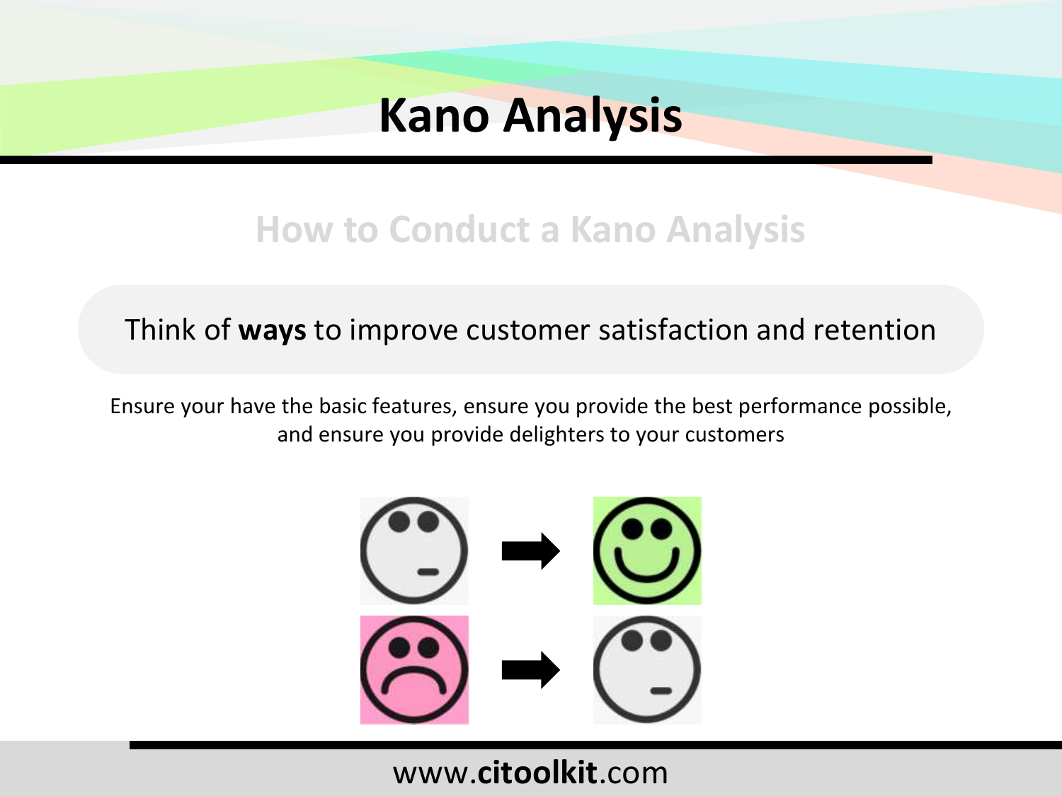# Kano Analysis

## How to Conduct a Kano Analysis

Think of **ways** to improve customer satisfaction and retention

Ensure your have the basic features, ensure you provide the best performance possible, and ensure you provide delighters to your customers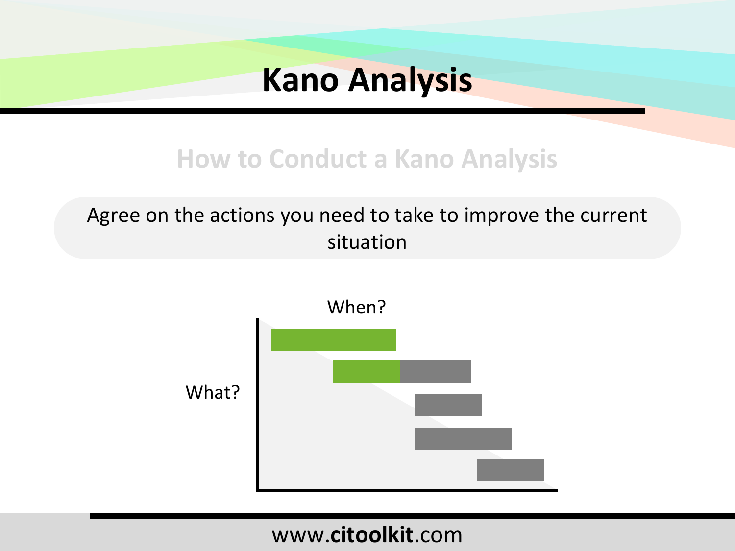# Kano Analysis

## How to Conduct a Kano Analysis

Agree on the actions you need to take to improve the current situation

When?

What?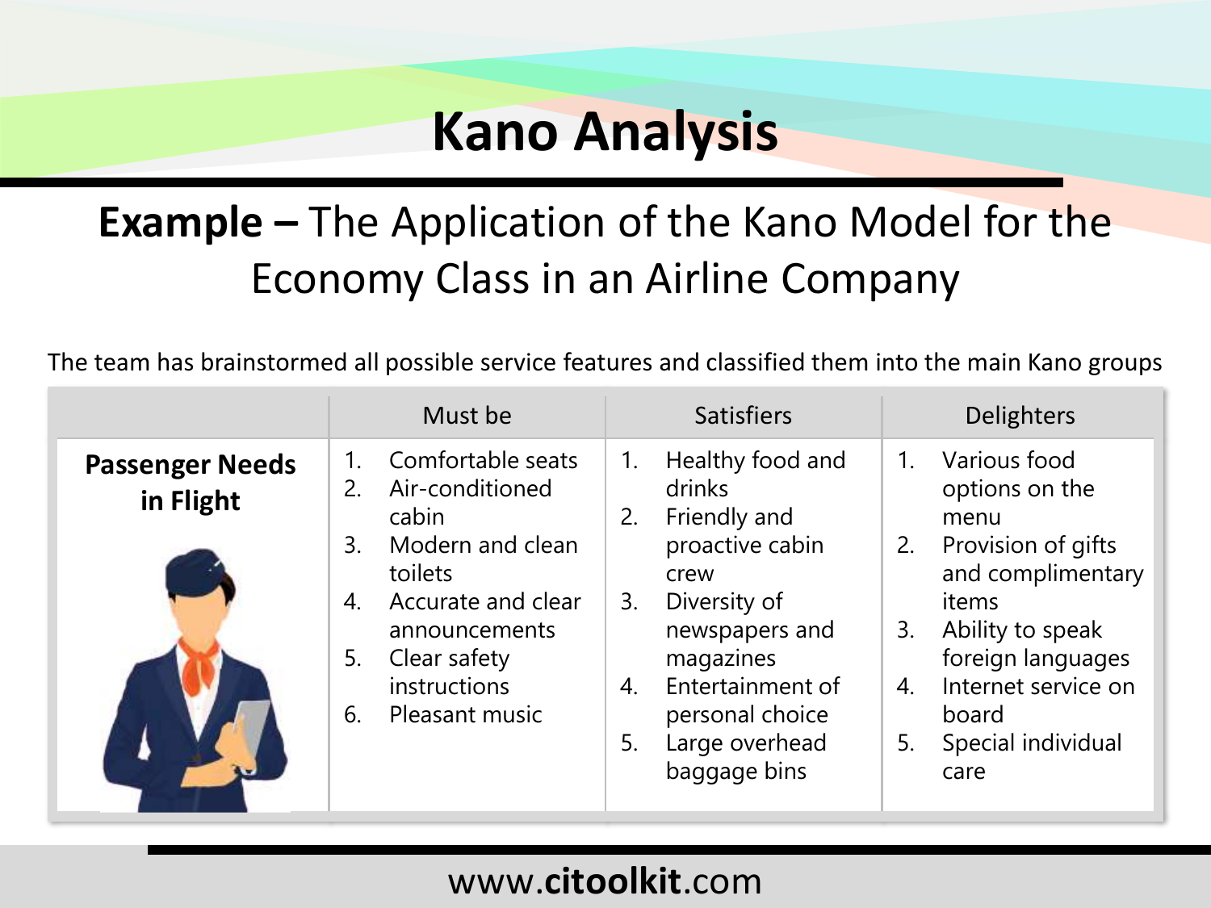# Kano Analysis

## **Example –** The Application of the Kano Model for the Economy Class in an Airline Company

The team has brainstormed all possible service features and classified them into the main Kano groups

| | Must be | Satisfiers | Delighters |
|---|---|---|---|
| **Passenger Needs in Flight** | 1. Comfortable seats<br>2. Air-conditioned cabin<br>3. Modern and clean toilets<br>4. Accurate and clear announcements<br>5. Clear safety instructions<br>6. Pleasant music | 1. Healthy food and drinks<br>2. Friendly and proactive cabin crew<br>3. Diversity of newspapers and magazines<br>4. Entertainment of personal choice<br>5. Large overhead baggage bins | 1. Various food options on the menu<br>2. Provision of gifts and complimentary items<br>3. Ability to speak foreign languages<br>4. Internet service on board<br>5. Special individual care |

www.**citoolkit**.com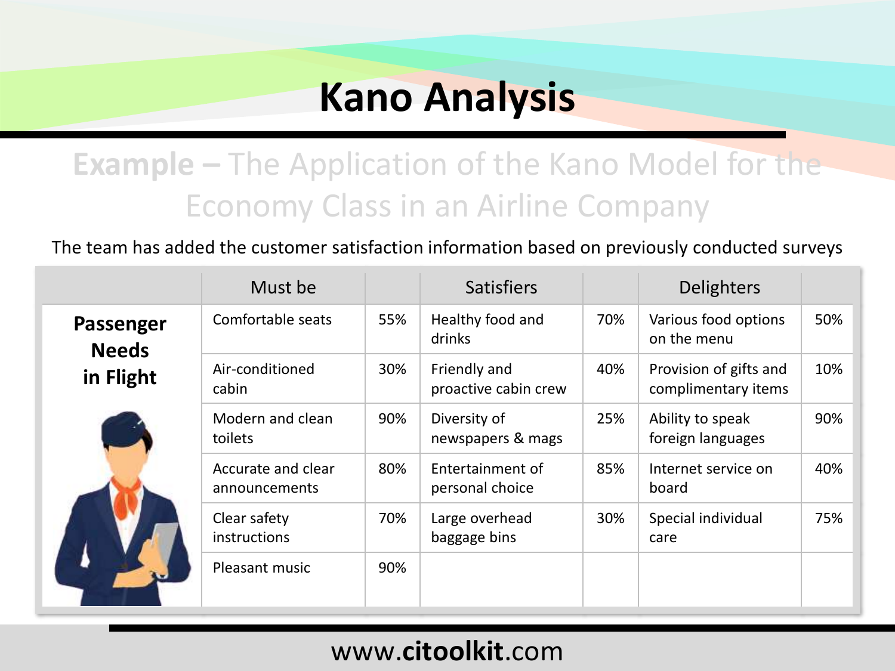# Kano Analysis

## Example – The Application of the Kano Model for the Economy Class in an Airline Company

The team has added the customer satisfaction information based on previously conducted surveys

| | Must be | | Satisfiers | | Delighters | |
|---|---|---|---|---|---|---|
| **Passenger Needs in Flight** | Comfortable seats | 55% | Healthy food and drinks | 70% | Various food options on the menu | 50% |
| | Air-conditioned cabin | 30% | Friendly and proactive cabin crew | 40% | Provision of gifts and complimentary items | 10% |
| | Modern and clean toilets | 90% | Diversity of newspapers & mags | 25% | Ability to speak foreign languages | 90% |
| | Accurate and clear announcements | 80% | Entertainment of personal choice | 85% | Internet service on board | 40% |
| | Clear safety instructions | 70% | Large overhead baggage bins | 30% | Special individual care | 75% |
| | Pleasant music | 90% | | | | |

www.citoolkit.com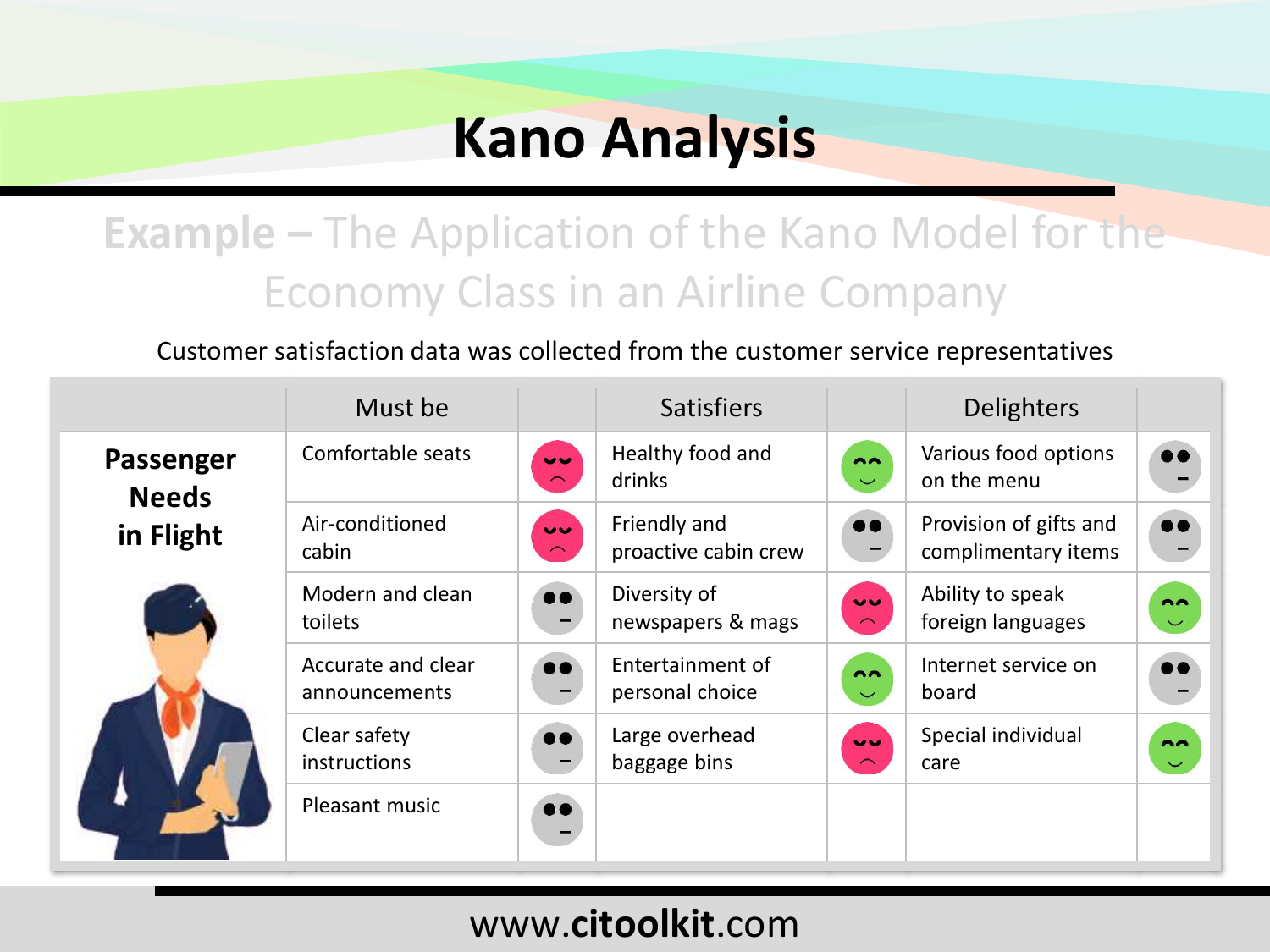# Kano Analysis

## Example – The Application of the Kano Model for the Economy Class in an Airline Company

Customer satisfaction data was collected from the customer service representatives

| | Must be | | Satisfiers | | Delighters | |
|---|---|---|---|---|---|---|
| **Passenger Needs in Flight** | Comfortable seats | | Healthy food and drinks | | Various food options on the menu | |
| | Air-conditioned cabin | | Friendly and proactive cabin crew | | Provision of gifts and complimentary items | |
| | Modern and clean toilets | | Diversity of newspapers & mags | | Ability to speak foreign languages | |
| | Accurate and clear announcements | | Entertainment of personal choice | | Internet service on board | |
| | Clear safety instructions | | Large overhead baggage bins | | Special individual care | |
| | Pleasant music | | | | | |

www.citoolkit.com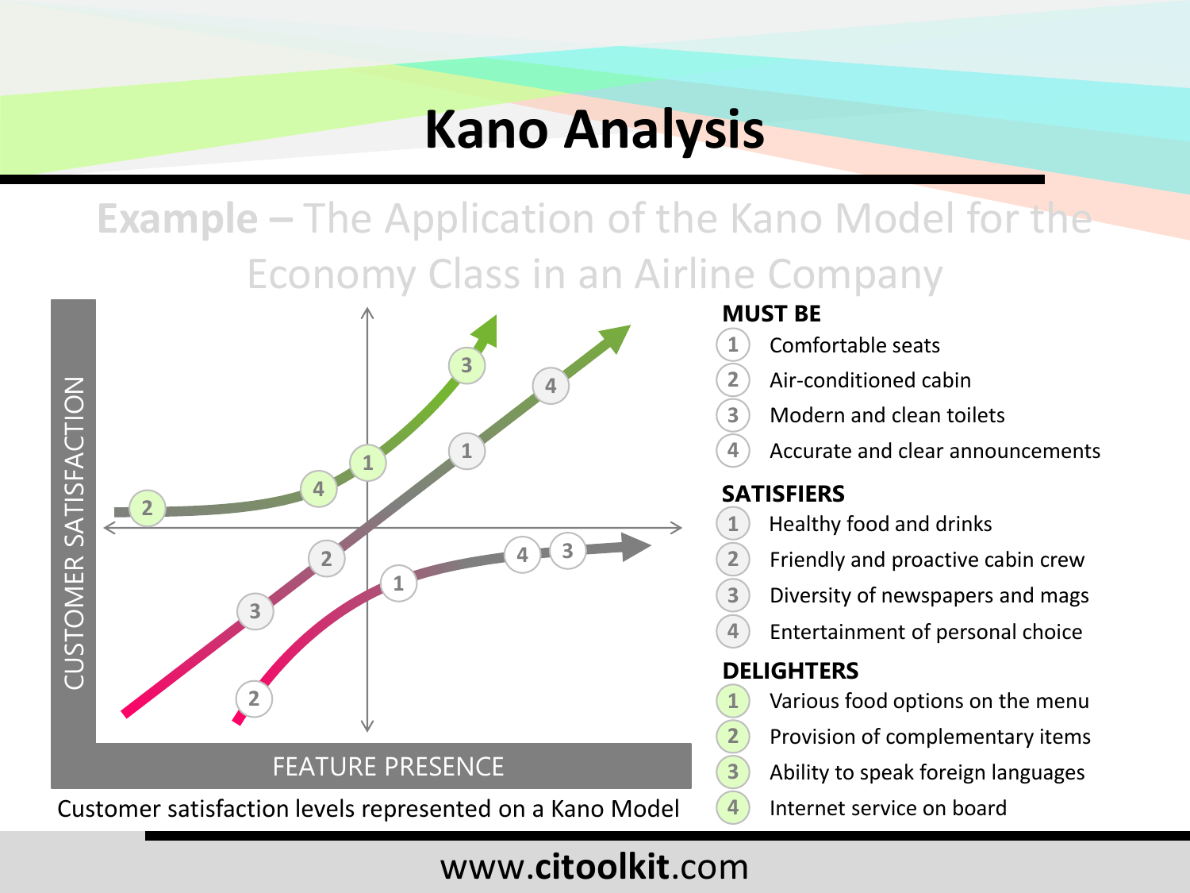# Kano Analysis

## Example – The Application of the Kano Model for the Economy Class in an Airline Company

CUSTOMER SATISFACTION

FEATURE PRESENCE

Customer satisfaction levels represented on a Kano Model

**MUST BE**

1. Comfortable seats
2. Air-conditioned cabin
3. Modern and clean toilets
4. Accurate and clear announcements

**SATISFIERS**

1. Healthy food and drinks
2. Friendly and proactive cabin crew
3. Diversity of newspapers and mags
4. Entertainment of personal choice

**DELIGHTERS**

1. Various food options on the menu
2. Provision of complementary items
3. Ability to speak foreign languages
4. Internet service on board

www.**citoolkit**.com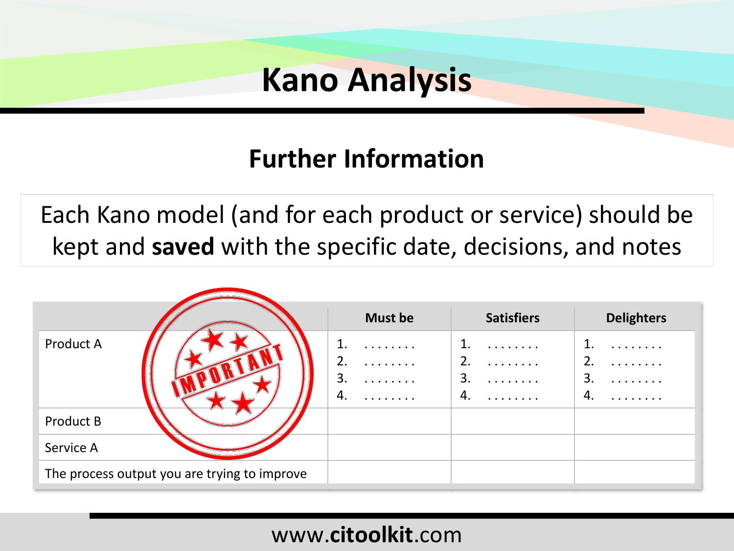# Kano Analysis

## Further Information

Each Kano model (and for each product or service) should be kept and **saved** with the specific date, decisions, and notes

| | Must be | Satisfiers | Delighters |
|---|---|---|---|
| Product A | 1. . . . . . . . .<br>2. . . . . . . . .<br>3. . . . . . . . .<br>4. . . . . . . . . | 1. . . . . . . . .<br>2. . . . . . . . .<br>3. . . . . . . . .<br>4. . . . . . . . . | 1. . . . . . . . .<br>2. . . . . . . . .<br>3. . . . . . . . .<br>4. . . . . . . . . |
| Product B | | | |
| Service A | | | |
| The process output you are trying to improve | | | |

IMPORTANT

www.**citoolkit**.com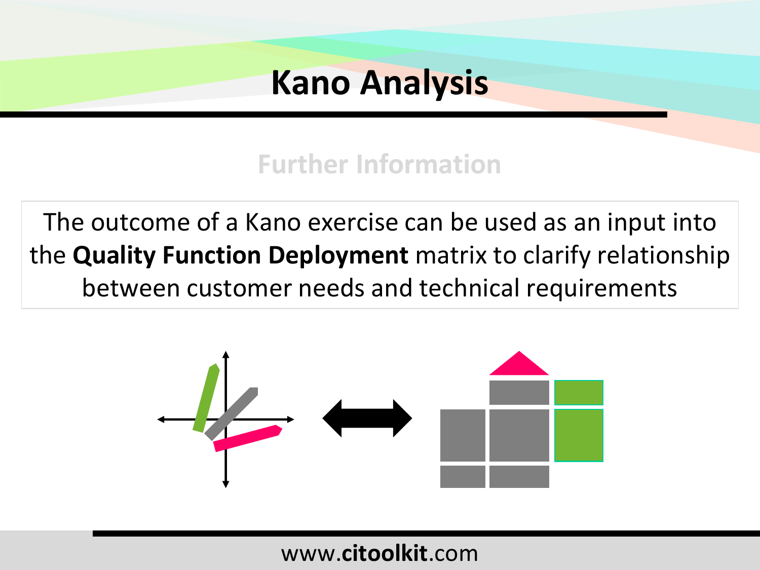# Kano Analysis

## Further Information

The outcome of a Kano exercise can be used as an input into the **Quality Function Deployment** matrix to clarify relationship between customer needs and technical requirements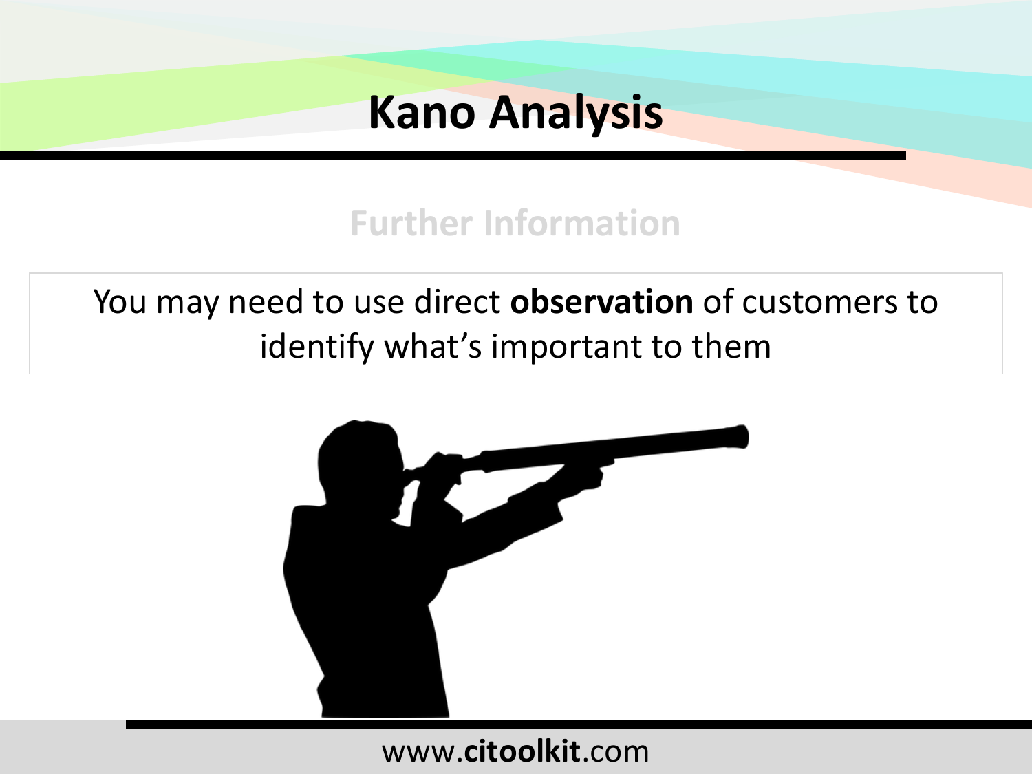# Kano Analysis

## Further Information

You may need to use direct **observation** of customers to identify what's important to them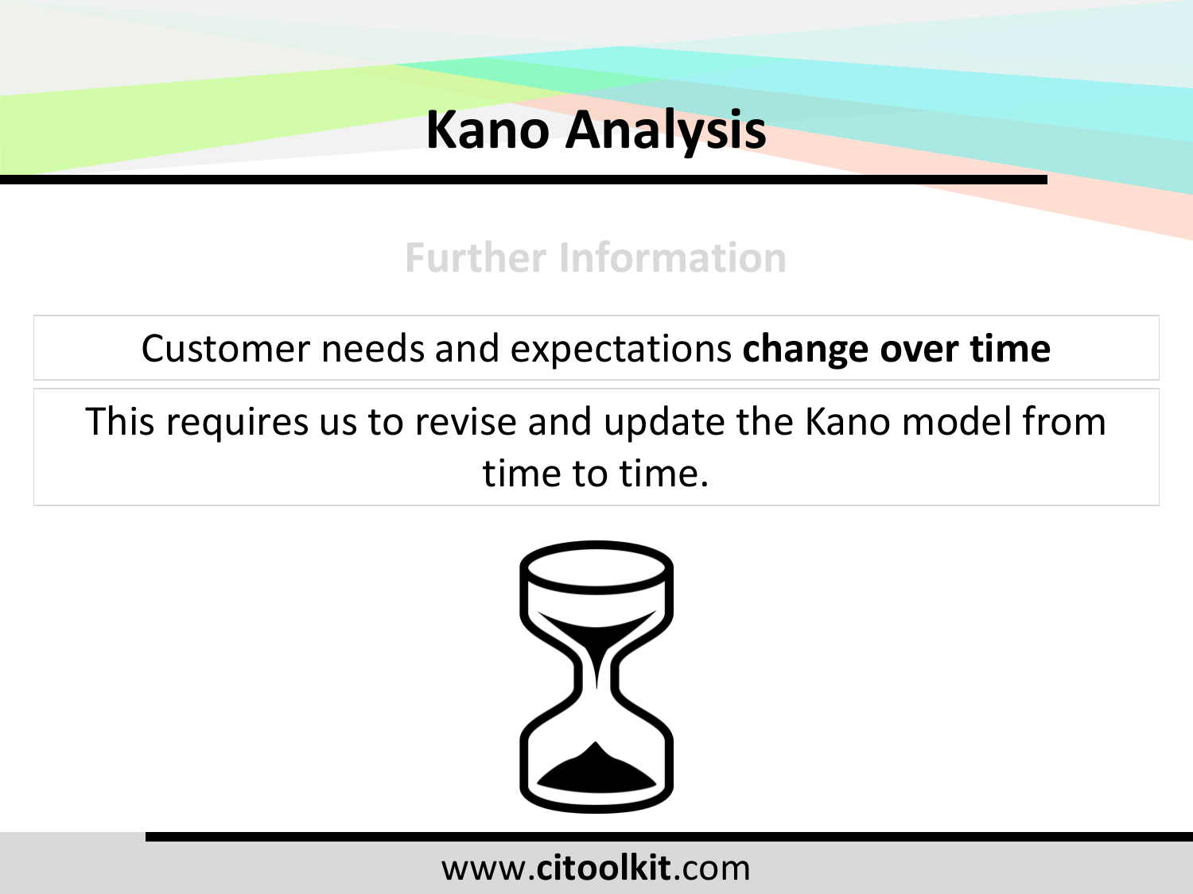# Kano Analysis

## Further Information

Customer needs and expectations **change over time**

This requires us to revise and update the Kano model from time to time.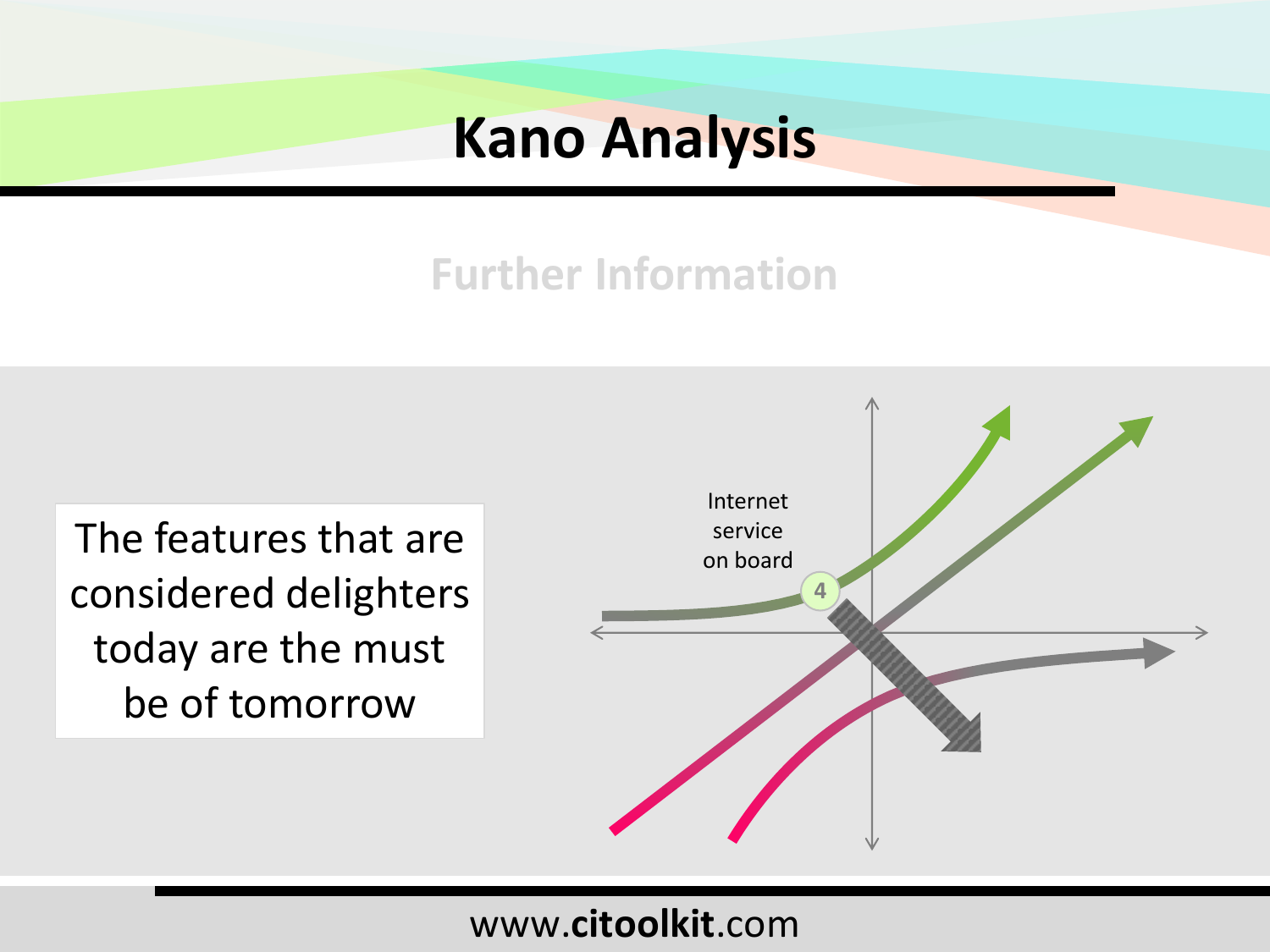# Kano Analysis

## Further Information

The features that are considered delighters today are the must be of tomorrow

Internet service on board

4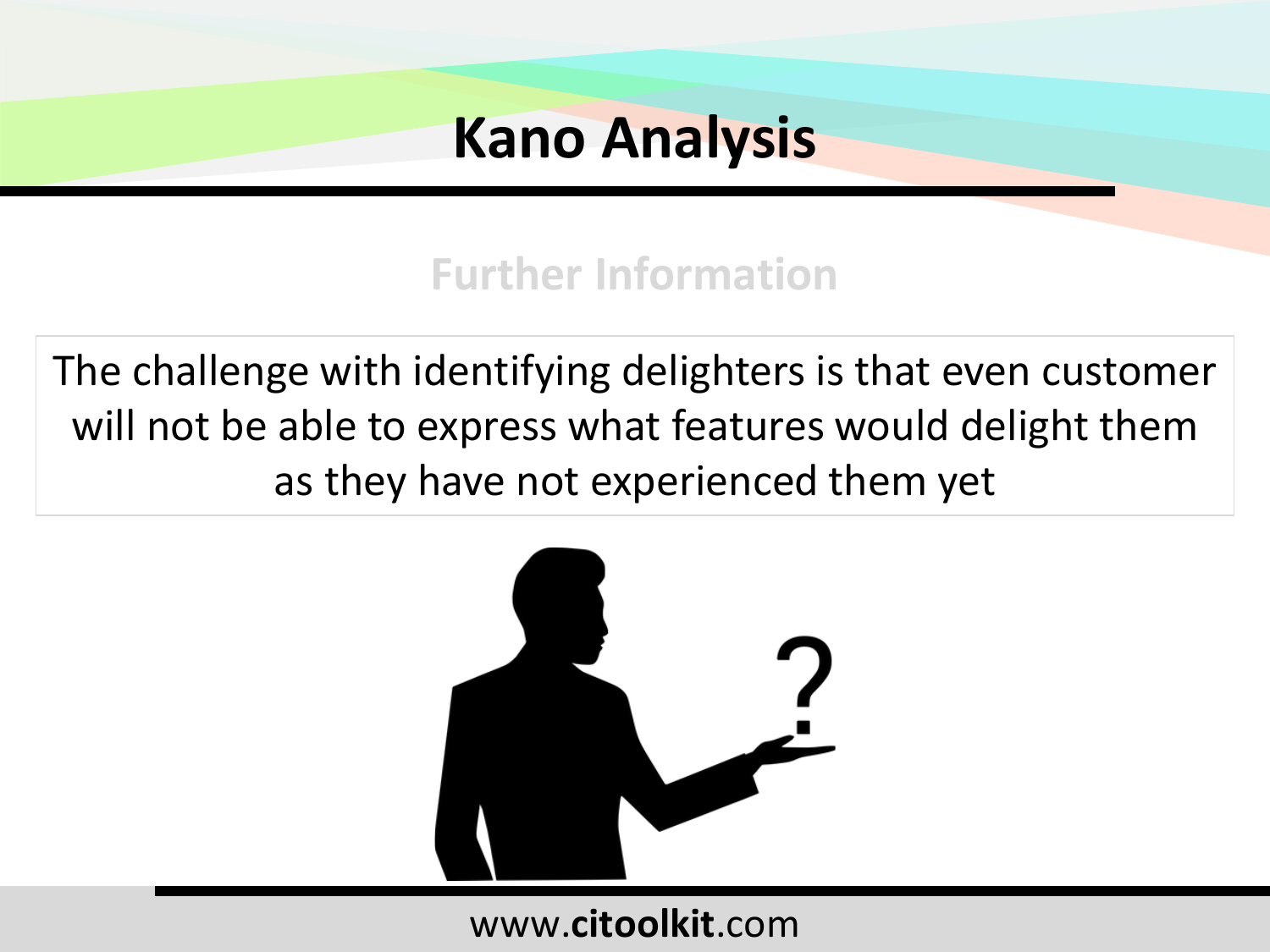# Kano Analysis

## Further Information

The challenge with identifying delighters is that even customer will not be able to express what features would delight them as they have not experienced them yet

www.**citoolkit**.com